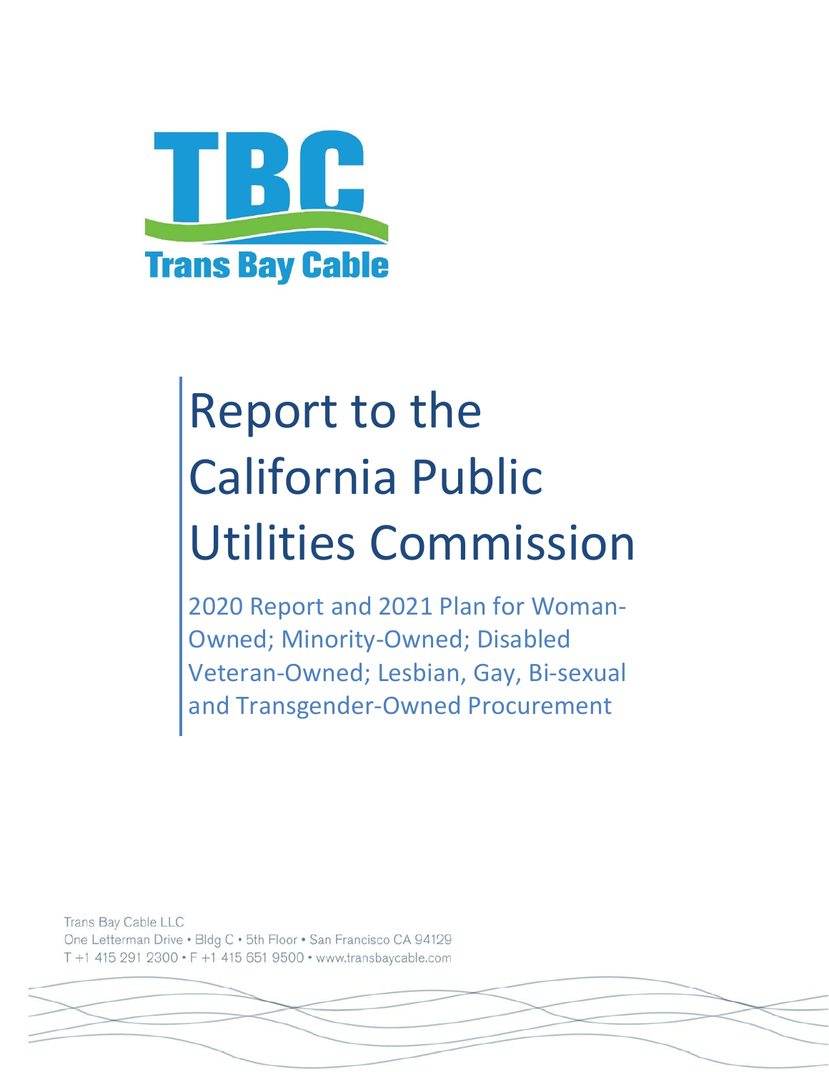TBC

Trans Bay Cable

# Report to the California Public Utilities Commission

## 2020 Report and 2021 Plan for Woman-Owned; Minority-Owned; Disabled Veteran-Owned; Lesbian, Gay, Bi-sexual and Transgender-Owned Procurement

Trans Bay Cable LLC
One Letterman Drive • Bldg C • 5th Floor • San Francisco CA 94129
T +1 415 291 2300 • F +1 415 651 9500 • www.transbaycable.com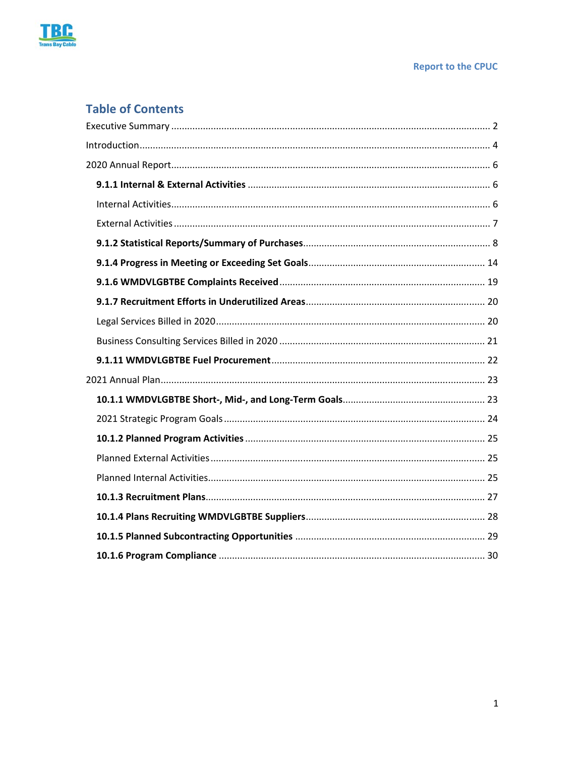# Table of Contents

Executive Summary ........................................................................................................ 2

Introduction.................................................................................................................... 4

2020 Annual Report......................................................................................................... 6

- **9.1.1 Internal & External Activities** ........................................................................... 6
  - Internal Activities....................................................................................................... 6
  - External Activities ...................................................................................................... 7
- **9.1.2 Statistical Reports/Summary of Purchases**...................................................... 8
- **9.1.4 Progress in Meeting or Exceeding Set Goals**.................................................. 14
- **9.1.6 WMDVLGBTBE Complaints Received** ............................................................. 19
- **9.1.7 Recruitment Efforts in Underutilized Areas**.................................................... 20
  - Legal Services Billed in 2020..................................................................................... 20
  - Business Consulting Services Billed in 2020 ............................................................. 21
- **9.1.11 WMDVLGBTBE Fuel Procurement**................................................................ 22

2021 Annual Plan.......................................................................................................... 23

- **10.1.1 WMDVLGBTBE Short-, Mid-, and Long-Term Goals**...................................... 23
  - 2021 Strategic Program Goals .................................................................................. 24
- **10.1.2 Planned Program Activities** ......................................................................... 25
  - Planned External Activities ....................................................................................... 25
  - Planned Internal Activities........................................................................................ 25
- **10.1.3 Recruitment Plans**........................................................................................ 27
- **10.1.4 Plans Recruiting WMDVLGBTBE Suppliers**................................................... 28
- **10.1.5 Planned Subcontracting Opportunities** ....................................................... 29
- **10.1.6 Program Compliance** .................................................................................... 30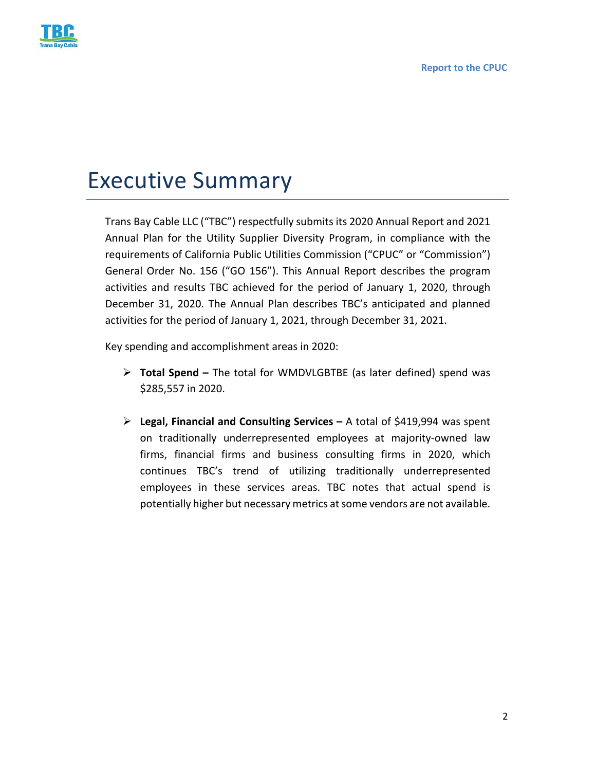# Executive Summary

Trans Bay Cable LLC ("TBC") respectfully submits its 2020 Annual Report and 2021 Annual Plan for the Utility Supplier Diversity Program, in compliance with the requirements of California Public Utilities Commission ("CPUC" or "Commission") General Order No. 156 ("GO 156"). This Annual Report describes the program activities and results TBC achieved for the period of January 1, 2020, through December 31, 2020. The Annual Plan describes TBC's anticipated and planned activities for the period of January 1, 2021, through December 31, 2021.

Key spending and accomplishment areas in 2020:

- **Total Spend –** The total for WMDVLGBTBE (as later defined) spend was $285,557 in 2020.
- **Legal, Financial and Consulting Services –** A total of $419,994 was spent on traditionally underrepresented employees at majority-owned law firms, financial firms and business consulting firms in 2020, which continues TBC's trend of utilizing traditionally underrepresented employees in these services areas. TBC notes that actual spend is potentially higher but necessary metrics at some vendors are not available.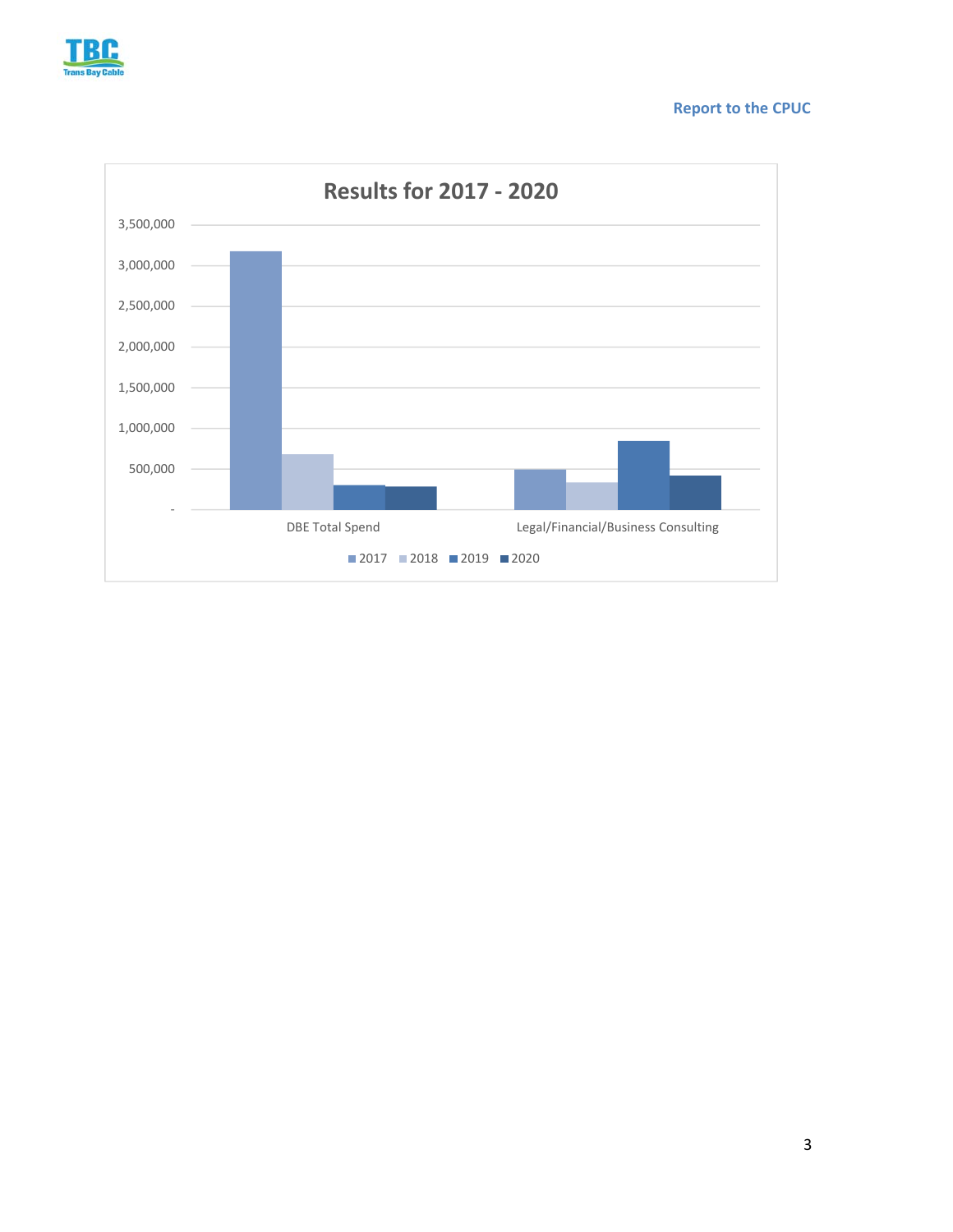**Results for 2017 - 2020**

3,500,000
3,000,000
2,500,000
2,000,000
1,500,000
1,000,000
500,000
-

DBE Total Spend

Legal/Financial/Business Consulting

2017 2018 2019 2020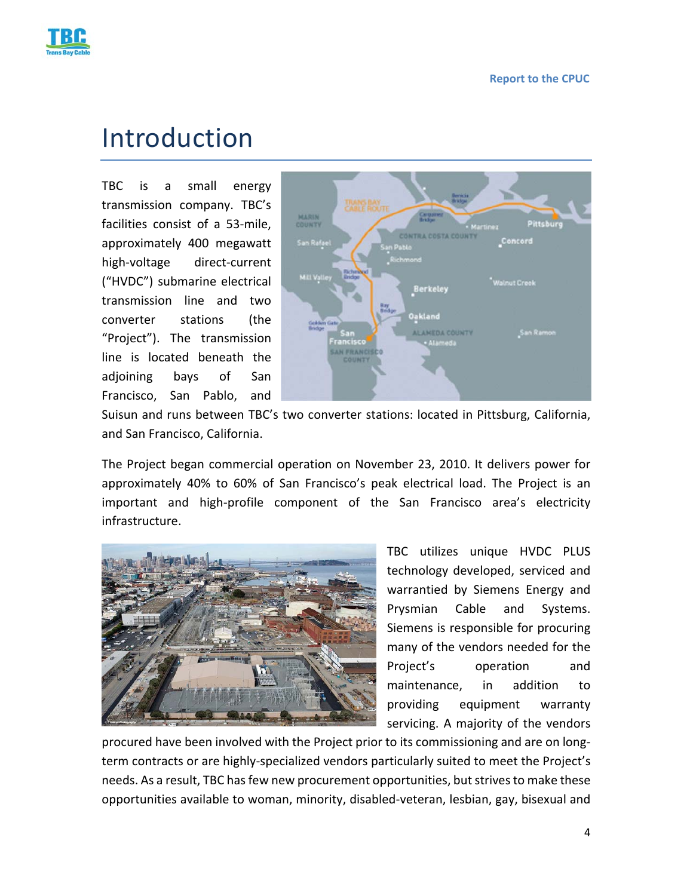# Introduction

TBC is a small energy transmission company. TBC's facilities consist of a 53-mile, approximately 400 megawatt high-voltage direct-current ("HVDC") submarine electrical transmission line and two converter stations (the "Project"). The transmission line is located beneath the adjoining bays of San Francisco, San Pablo, and Suisun and runs between TBC's two converter stations: located in Pittsburg, California, and San Francisco, California.

The Project began commercial operation on November 23, 2010. It delivers power for approximately 40% to 60% of San Francisco's peak electrical load. The Project is an important and high-profile component of the San Francisco area's electricity infrastructure.

TBC utilizes unique HVDC PLUS technology developed, serviced and warrantied by Siemens Energy and Prysmian Cable and Systems. Siemens is responsible for procuring many of the vendors needed for the Project's operation and maintenance, in addition to providing equipment warranty servicing. A majority of the vendors procured have been involved with the Project prior to its commissioning and are on long-term contracts or are highly-specialized vendors particularly suited to meet the Project's needs. As a result, TBC has few new procurement opportunities, but strives to make these opportunities available to woman, minority, disabled-veteran, lesbian, gay, bisexual and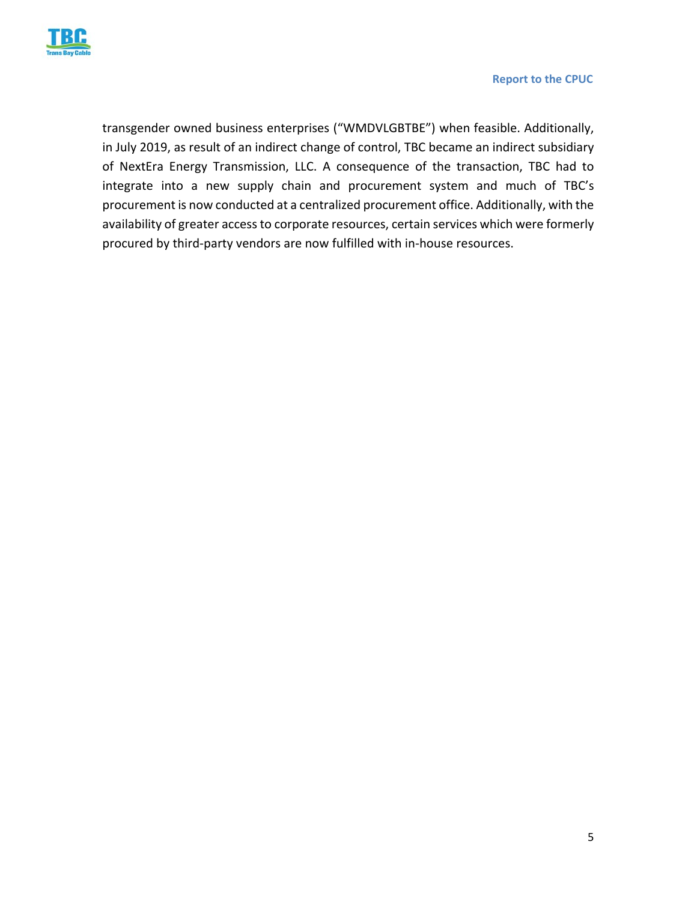transgender owned business enterprises ("WMDVLGBTBE") when feasible. Additionally, in July 2019, as result of an indirect change of control, TBC became an indirect subsidiary of NextEra Energy Transmission, LLC. A consequence of the transaction, TBC had to integrate into a new supply chain and procurement system and much of TBC's procurement is now conducted at a centralized procurement office. Additionally, with the availability of greater access to corporate resources, certain services which were formerly procured by third-party vendors are now fulfilled with in-house resources.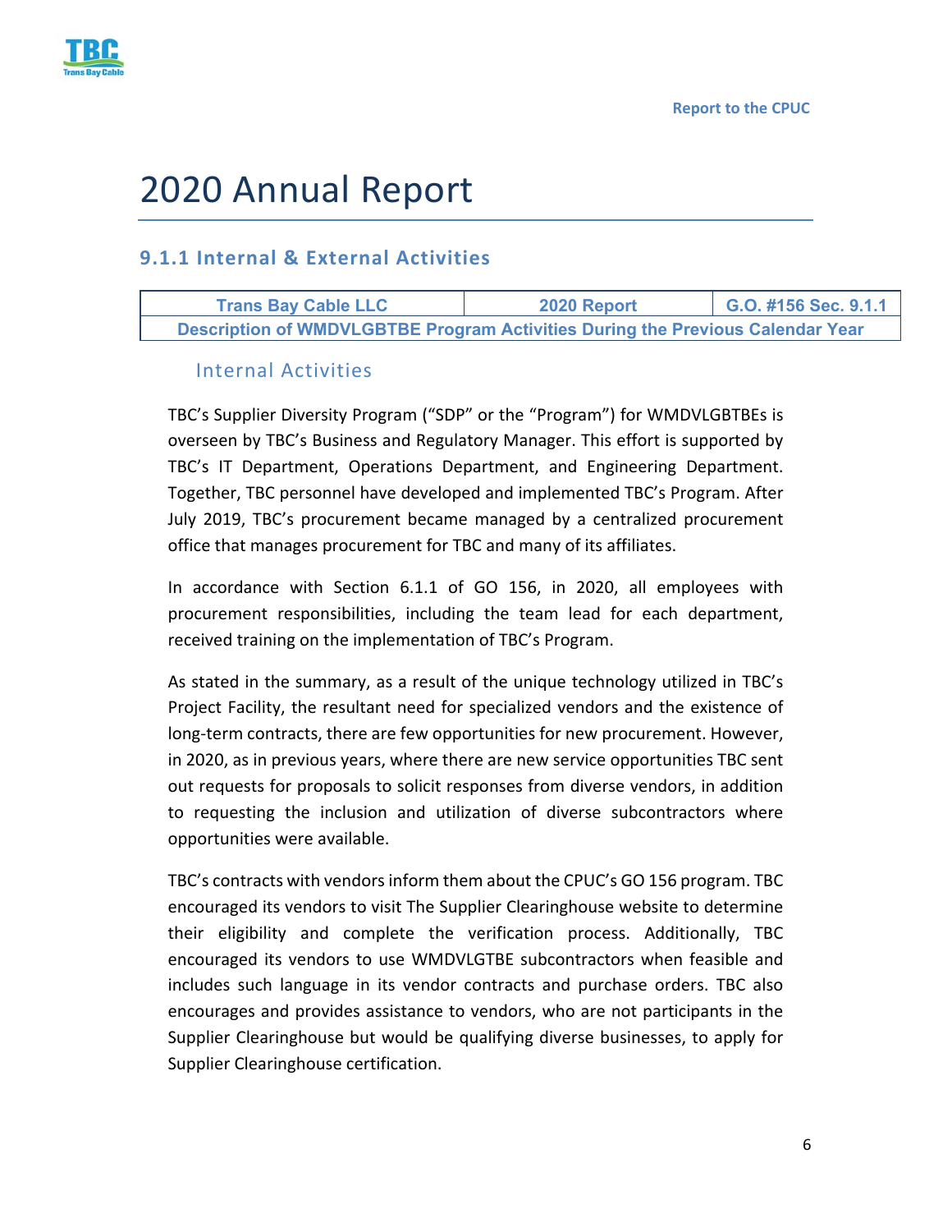# 2020 Annual Report

## 9.1.1 Internal & External Activities

| Trans Bay Cable LLC | 2020 Report | G.O. #156 Sec. 9.1.1 |
|---|---|---|
| Description of WMDVLGBTBE Program Activities During the Previous Calendar Year | | |

### Internal Activities

TBC's Supplier Diversity Program ("SDP" or the "Program") for WMDVLGBTBEs is overseen by TBC's Business and Regulatory Manager. This effort is supported by TBC's IT Department, Operations Department, and Engineering Department. Together, TBC personnel have developed and implemented TBC's Program. After July 2019, TBC's procurement became managed by a centralized procurement office that manages procurement for TBC and many of its affiliates.

In accordance with Section 6.1.1 of GO 156, in 2020, all employees with procurement responsibilities, including the team lead for each department, received training on the implementation of TBC's Program.

As stated in the summary, as a result of the unique technology utilized in TBC's Project Facility, the resultant need for specialized vendors and the existence of long-term contracts, there are few opportunities for new procurement. However, in 2020, as in previous years, where there are new service opportunities TBC sent out requests for proposals to solicit responses from diverse vendors, in addition to requesting the inclusion and utilization of diverse subcontractors where opportunities were available.

TBC's contracts with vendors inform them about the CPUC's GO 156 program. TBC encouraged its vendors to visit The Supplier Clearinghouse website to determine their eligibility and complete the verification process. Additionally, TBC encouraged its vendors to use WMDVLGTBE subcontractors when feasible and includes such language in its vendor contracts and purchase orders. TBC also encourages and provides assistance to vendors, who are not participants in the Supplier Clearinghouse but would be qualifying diverse businesses, to apply for Supplier Clearinghouse certification.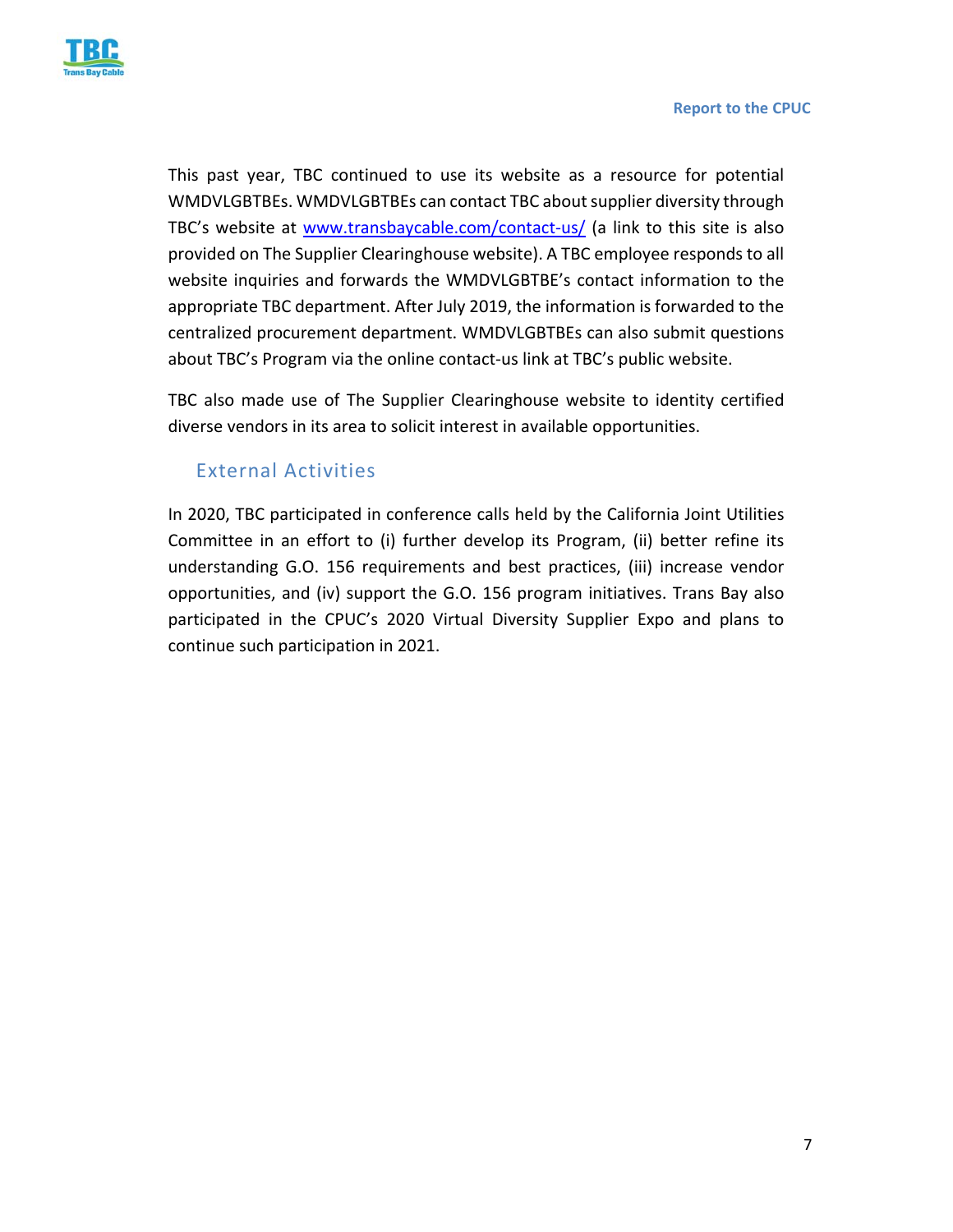This past year, TBC continued to use its website as a resource for potential WMDVLGBTBEs. WMDVLGBTBEs can contact TBC about supplier diversity through TBC's website at www.transbaycable.com/contact-us/ (a link to this site is also provided on The Supplier Clearinghouse website). A TBC employee responds to all website inquiries and forwards the WMDVLGBTBE's contact information to the appropriate TBC department. After July 2019, the information is forwarded to the centralized procurement department. WMDVLGBTBEs can also submit questions about TBC's Program via the online contact-us link at TBC's public website.

TBC also made use of The Supplier Clearinghouse website to identity certified diverse vendors in its area to solicit interest in available opportunities.

## External Activities

In 2020, TBC participated in conference calls held by the California Joint Utilities Committee in an effort to (i) further develop its Program, (ii) better refine its understanding G.O. 156 requirements and best practices, (iii) increase vendor opportunities, and (iv) support the G.O. 156 program initiatives. Trans Bay also participated in the CPUC's 2020 Virtual Diversity Supplier Expo and plans to continue such participation in 2021.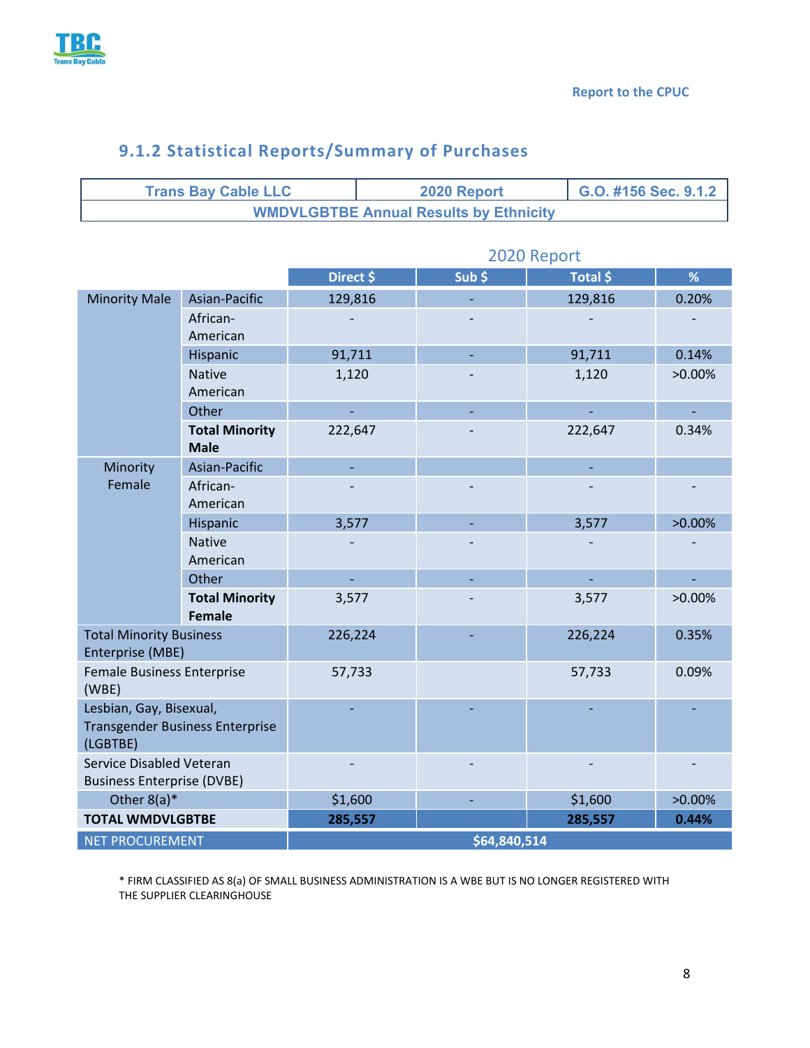Report to the CPUC

## 9.1.2 Statistical Reports/Summary of Purchases

| Trans Bay Cable LLC | 2020 Report | G.O. #156 Sec. 9.1.2 |
|---|---|---|
| WMDVLGBTBE Annual Results by Ethnicity | | |

2020 Report

| | | Direct $ | Sub $ | Total $ | % |
|---|---|---|---|---|---|
| Minority Male | Asian-Pacific | 129,816 | - | 129,816 | 0.20% |
| | African-American | - | - | - | - |
| | Hispanic | 91,711 | - | 91,711 | 0.14% |
| | Native American | 1,120 | - | 1,120 | >0.00% |
| | Other | - | - | - | - |
| | **Total Minority Male** | 222,647 | - | 222,647 | 0.34% |
| Minority Female | Asian-Pacific | - | | - | |
| | African-American | - | - | - | - |
| | Hispanic | 3,577 | - | 3,577 | >0.00% |
| | Native American | - | - | - | - |
| | Other | - | - | - | - |
| | **Total Minority Female** | 3,577 | - | 3,577 | >0.00% |
| Total Minority Business Enterprise (MBE) | | 226,224 | - | 226,224 | 0.35% |
| Female Business Enterprise (WBE) | | 57,733 | | 57,733 | 0.09% |
| Lesbian, Gay, Bisexual, Transgender Business Enterprise (LGBTBE) | | - | - | - | - |
| Service Disabled Veteran Business Enterprise (DVBE) | | - | - | - | - |
| Other 8(a)* | | $1,600 | - | $1,600 | >0.00% |
| **TOTAL WMDVLGBTBE** | | **285,557** | | **285,557** | **0.44%** |
| NET PROCUREMENT | | **$64,840,514** | | | |

\* FIRM CLASSIFIED AS 8(a) OF SMALL BUSINESS ADMINISTRATION IS A WBE BUT IS NO LONGER REGISTERED WITH THE SUPPLIER CLEARINGHOUSE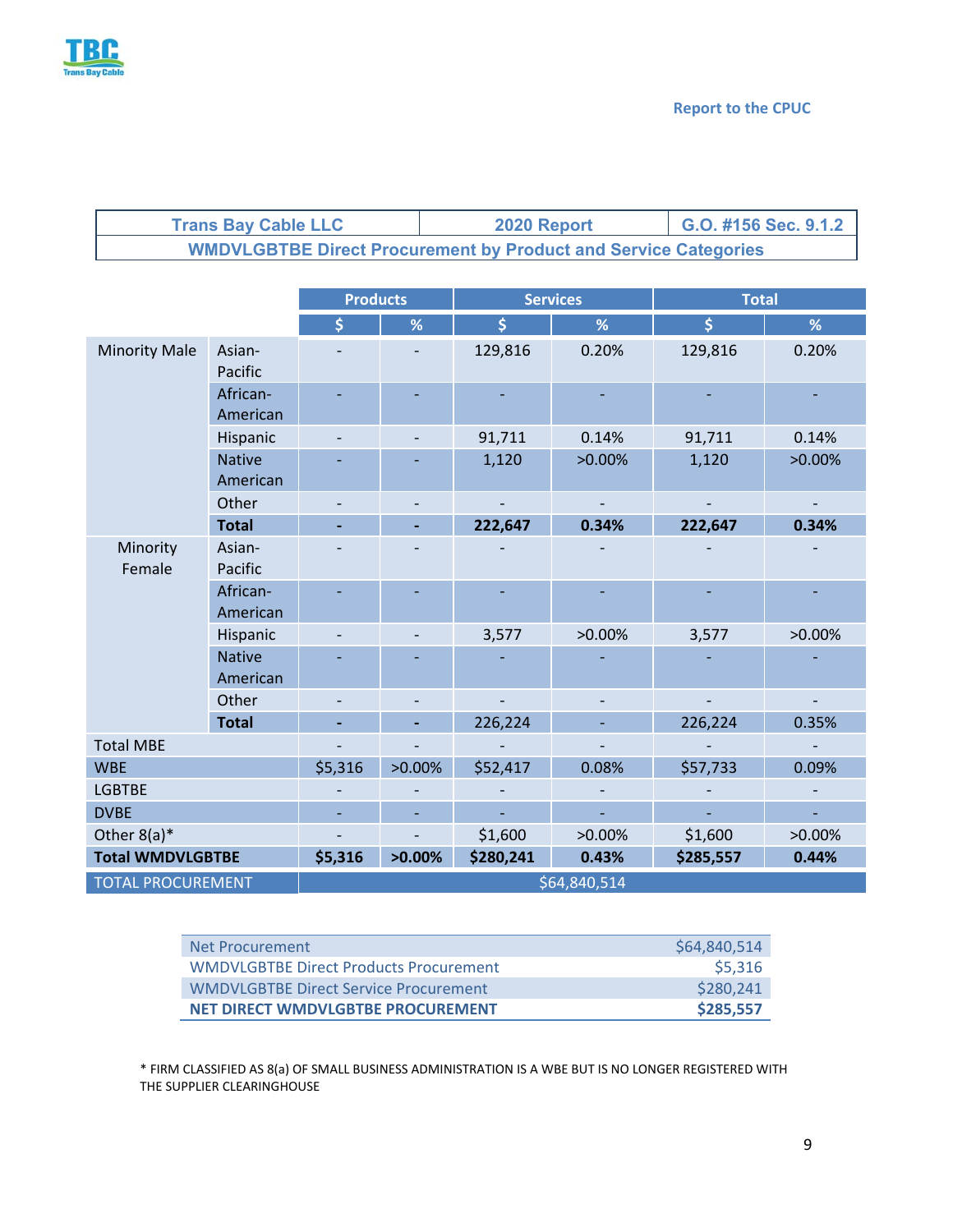Report to the CPUC

| Trans Bay Cable LLC | 2020 Report | G.O. #156 Sec. 9.1.2 |
|---|---|---|
| WMDVLGBTBE Direct Procurement by Product and Service Categories | | |

| | | Products | | Services | | Total | |
|---|---|---|---|---|---|---|---|
| | | $ | % | $ | % | $ | % |
| Minority Male | Asian-Pacific | - | - | 129,816 | 0.20% | 129,816 | 0.20% |
| | African-American | - | - | - | - | - | - |
| | Hispanic | - | - | 91,711 | 0.14% | 91,711 | 0.14% |
| | Native American | - | - | 1,120 | >0.00% | 1,120 | >0.00% |
| | Other | - | - | - | - | - | - |
| | **Total** | **-** | **-** | **222,647** | **0.34%** | **222,647** | **0.34%** |
| Minority Female | Asian-Pacific | - | - | - | - | - | - |
| | African-American | - | - | - | - | - | - |
| | Hispanic | - | - | 3,577 | >0.00% | 3,577 | >0.00% |
| | Native American | - | - | - | - | - | - |
| | Other | - | - | - | - | - | - |
| | **Total** | **-** | **-** | 226,224 | - | 226,224 | 0.35% |
| Total MBE | | - | - | - | - | - | - |
| WBE | | $5,316 | >0.00% | $52,417 | 0.08% | $57,733 | 0.09% |
| LGBTBE | | - | - | - | - | - | - |
| DVBE | | - | - | - | - | - | - |
| Other 8(a)* | | - | - | $1,600 | >0.00% | $1,600 | >0.00% |
| **Total WMDVLGBTBE** | | **$5,316** | **>0.00%** | **$280,241** | **0.43%** | **$285,557** | **0.44%** |
| TOTAL PROCUREMENT | | $64,840,514 | | | | | |

| | |
|---|---|
| Net Procurement | $64,840,514 |
| WMDVLGBTBE Direct Products Procurement | $5,316 |
| WMDVLGBTBE Direct Service Procurement | $280,241 |
| **NET DIRECT WMDVLGBTBE PROCUREMENT** | **$285,557** |

* FIRM CLASSIFIED AS 8(a) OF SMALL BUSINESS ADMINISTRATION IS A WBE BUT IS NO LONGER REGISTERED WITH THE SUPPLIER CLEARINGHOUSE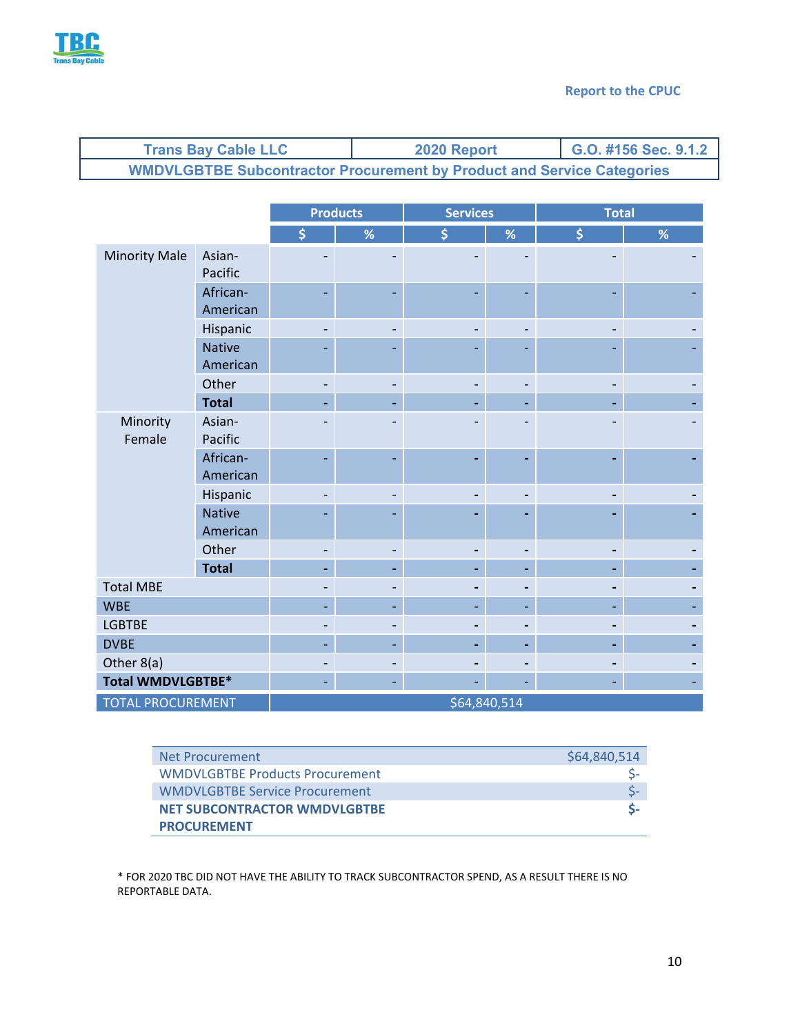Report to the CPUC

| Trans Bay Cable LLC | 2020 Report | G.O. #156 Sec. 9.1.2 |
|---|---|---|
| WMDVLGBTBE Subcontractor Procurement by Product and Service Categories | | |

| | | Products | | Services | | Total | |
|---|---|---|---|---|---|---|---|
| | | $ | % | $ | % | $ | % |
| Minority Male | Asian-Pacific | - | - | - | - | - | - |
| | African-American | - | - | - | - | - | - |
| | Hispanic | - | - | - | - | - | - |
| | Native American | - | - | - | - | - | - |
| | Other | - | - | - | - | - | - |
| | **Total** | **-** | **-** | **-** | **-** | **-** | **-** |
| Minority Female | Asian-Pacific | - | - | - | - | - | - |
| | African-American | - | - | - | - | - | - |
| | Hispanic | - | - | - | - | - | - |
| | Native American | - | - | - | - | - | - |
| | Other | - | - | - | - | - | - |
| | **Total** | **-** | **-** | **-** | **-** | **-** | **-** |
| Total MBE | | - | - | - | - | - | - |
| WBE | | - | - | - | - | - | - |
| LGBTBE | | - | - | - | - | - | - |
| DVBE | | - | - | - | - | - | - |
| Other 8(a) | | - | - | - | - | - | - |
| **Total WMDVLGBTBE*** | | - | - | - | - | - | - |
| TOTAL PROCUREMENT | | $64,840,514 | | | | | |

| | |
|---|---|
| Net Procurement | $64,840,514 |
| WMDVLGBTBE Products Procurement | $- |
| WMDVLGBTBE Service Procurement | $- |
| **NET SUBCONTRACTOR WMDVLGBTBE PROCUREMENT** | **$-** |

* FOR 2020 TBC DID NOT HAVE THE ABILITY TO TRACK SUBCONTRACTOR SPEND, AS A RESULT THERE IS NO REPORTABLE DATA.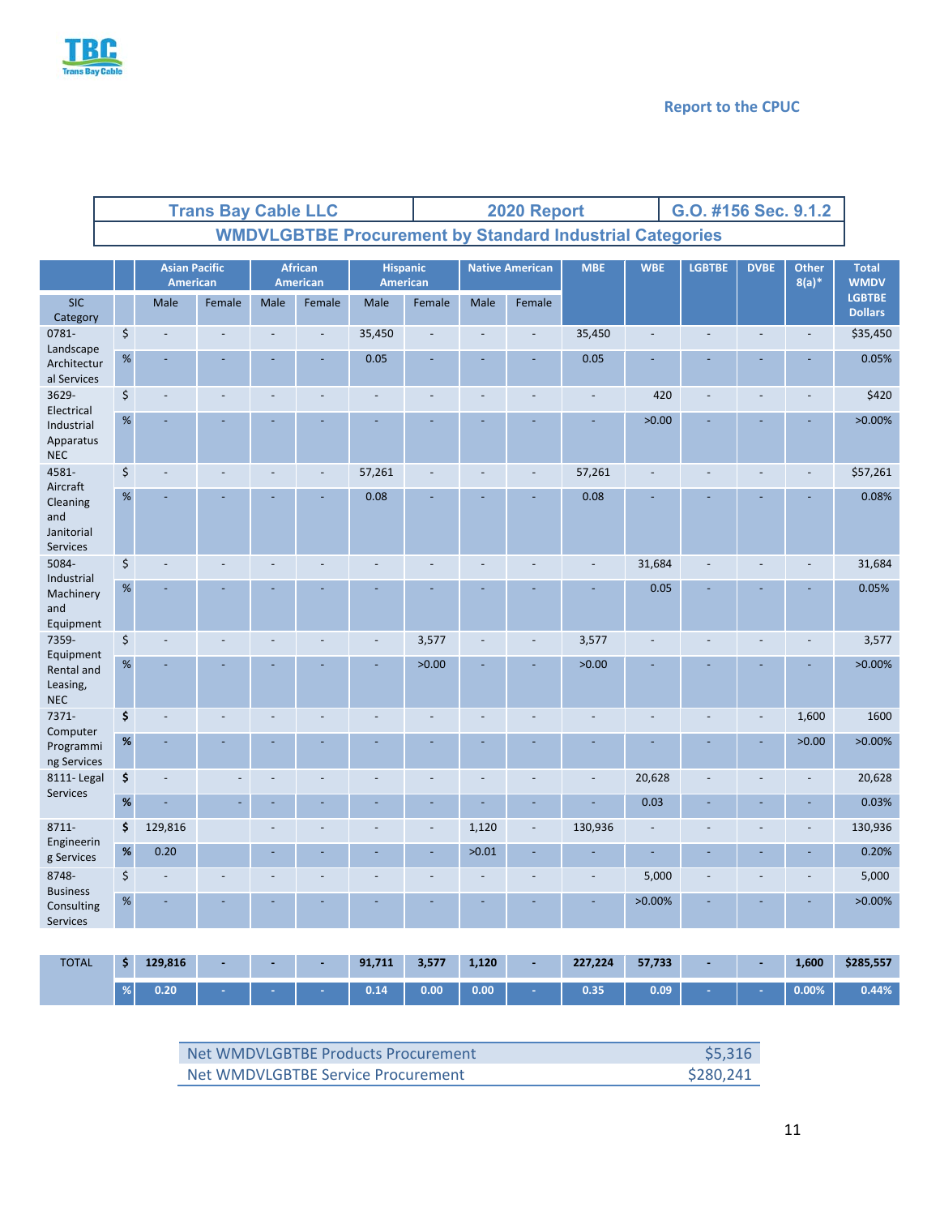Report to the CPUC

| Trans Bay Cable LLC | 2020 Report | G.O. #156 Sec. 9.1.2 |
|---|---|---|
| WMDVLGBTBE Procurement by Standard Industrial Categories | | |

| SIC Category | | Asian Pacific American | | African American | | Hispanic American | | Native American | | MBE | WBE | LGBTBE | DVBE | Other 8(a)* | Total WMDV LGBTBE Dollars |
|---|---|---|---|---|---|---|---|---|---|---|---|---|---|---|---|
| | | Male | Female | Male | Female | Male | Female | Male | Female | | | | | | |
| 0781- Landscape Architectural Services | $ | - | - | - | - | 35,450 | - | - | - | 35,450 | - | - | - | - | $35,450 |
| | % | - | - | - | - | 0.05 | - | - | - | 0.05 | - | - | - | - | 0.05% |
| 3629- Electrical Industrial Apparatus NEC | $ | - | - | - | - | - | - | - | - | - | 420 | - | - | - | $420 |
| | % | - | - | - | - | - | - | - | - | - | >0.00 | - | - | - | >0.00% |
| 4581- Aircraft Cleaning and Janitorial Services | $ | - | - | - | - | 57,261 | - | - | - | 57,261 | - | - | - | - | $57,261 |
| | % | - | - | - | - | 0.08 | - | - | - | 0.08 | - | - | - | - | 0.08% |
| 5084- Industrial Machinery and Equipment | $ | - | - | - | - | - | - | - | - | - | 31,684 | - | - | - | 31,684 |
| | % | - | - | - | - | - | - | - | - | - | 0.05 | - | - | - | 0.05% |
| 7359- Equipment Rental and Leasing, NEC | $ | - | - | - | - | - | 3,577 | - | - | 3,577 | - | - | - | - | 3,577 |
| | % | - | - | - | - | - | >0.00 | - | - | >0.00 | - | - | - | - | >0.00% |
| 7371- Computer Programming Services | $ | - | - | - | - | - | - | - | - | - | - | - | - | 1,600 | 1600 |
| | % | - | - | - | - | - | - | - | - | - | - | - | - | >0.00 | >0.00% |
| 8111- Legal Services | $ | - | - | - | - | - | - | - | - | - | 20,628 | - | - | - | 20,628 |
| | % | - | - | - | - | - | - | - | - | - | 0.03 | - | - | - | 0.03% |
| 8711- Engineering Services | $ | 129,816 | | - | - | - | - | 1,120 | - | 130,936 | - | - | - | - | 130,936 |
| | % | 0.20 | | - | - | - | - | >0.01 | - | - | - | - | - | - | 0.20% |
| 8748- Business Consulting Services | $ | - | - | - | - | - | - | - | - | - | 5,000 | - | - | - | 5,000 |
| | % | - | - | - | - | - | - | - | - | - | >0.00% | - | - | - | >0.00% |
| **TOTAL** | **$** | **129,816** | **-** | **-** | **-** | **91,711** | **3,577** | **1,120** | **-** | **227,224** | **57,733** | **-** | **-** | **1,600** | **$285,557** |
| | **%** | **0.20** | **-** | **-** | **-** | **0.14** | **0.00** | **0.00** | **-** | **0.35** | **0.09** | **-** | **-** | **0.00%** | **0.44%** |

| | |
|---|---|
| Net WMDVLGBTBE Products Procurement | $5,316 |
| Net WMDVLGBTBE Service Procurement | $280,241 |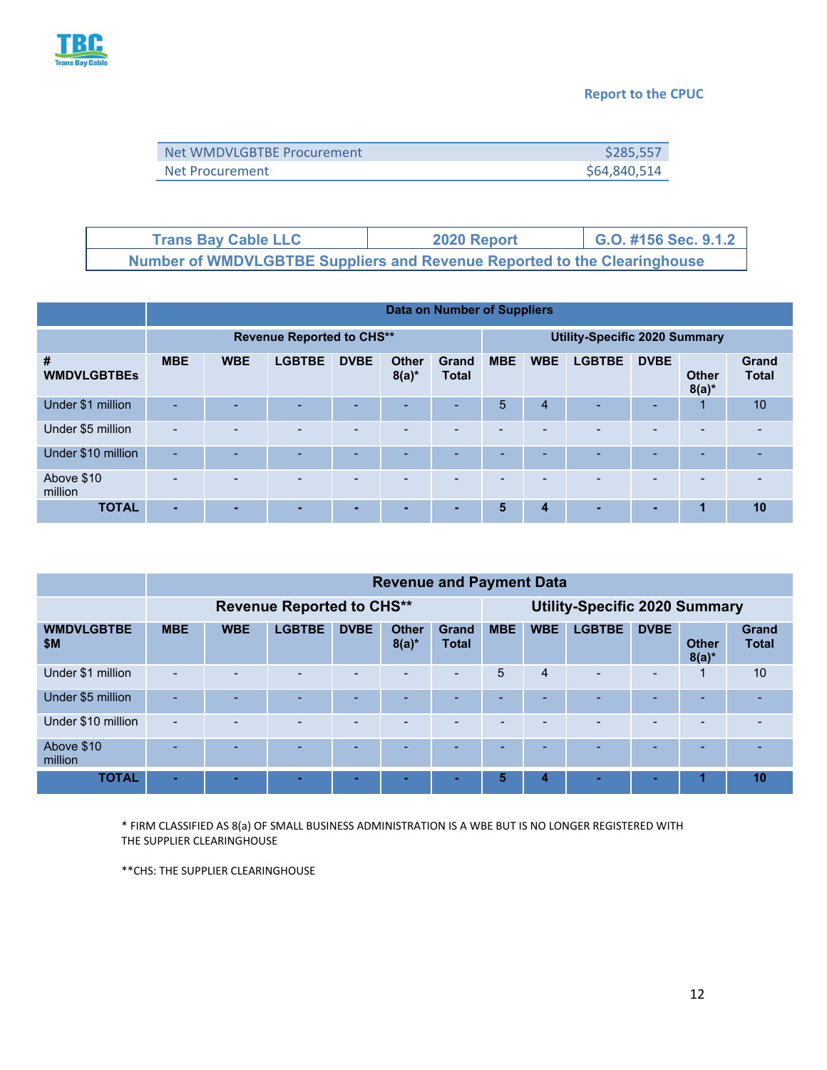| | |
|---|---|
| Net WMDVLGBTBE Procurement | $285,557 |
| Net Procurement | $64,840,514 |

| Trans Bay Cable LLC | 2020 Report | G.O. #156 Sec. 9.1.2 |
|---|---|---|
| Number of WMDVLGBTBE Suppliers and Revenue Reported to the Clearinghouse | | |

| | Data on Number of Suppliers | | | | | | | | | | | |
|---|---|---|---|---|---|---|---|---|---|---|---|---|
| | Revenue Reported to CHS** | | | | | | Utility-Specific 2020 Summary | | | | | |
| # WMDVLGBTBEs | MBE | WBE | LGBTBE | DVBE | Other 8(a)* | Grand Total | MBE | WBE | LGBTBE | DVBE | Other 8(a)* | Grand Total |
| Under $1 million | - | - | - | - | - | - | 5 | 4 | - | - | 1 | 10 |
| Under $5 million | - | - | - | - | - | - | - | - | - | - | - | - |
| Under $10 million | - | - | - | - | - | - | - | - | - | - | - | - |
| Above $10 million | - | - | - | - | - | - | - | - | - | - | - | - |
| **TOTAL** | **-** | **-** | **-** | **-** | **-** | **-** | **5** | **4** | **-** | **-** | **1** | **10** |

| | Revenue and Payment Data | | | | | | | | | | | |
|---|---|---|---|---|---|---|---|---|---|---|---|---|
| | Revenue Reported to CHS** | | | | | | Utility-Specific 2020 Summary | | | | | |
| WMDVLGBTBE $M | MBE | WBE | LGBTBE | DVBE | Other 8(a)* | Grand Total | MBE | WBE | LGBTBE | DVBE | Other 8(a)* | Grand Total |
| Under $1 million | - | - | - | - | - | - | 5 | 4 | - | - | 1 | 10 |
| Under $5 million | - | - | - | - | - | - | - | - | - | - | - | - |
| Under $10 million | - | - | - | - | - | - | - | - | - | - | - | - |
| Above $10 million | - | - | - | - | - | - | - | - | - | - | - | - |
| **TOTAL** | **-** | **-** | **-** | **-** | **-** | **-** | **5** | **4** | **-** | **-** | **1** | **10** |

* FIRM CLASSIFIED AS 8(a) OF SMALL BUSINESS ADMINISTRATION IS A WBE BUT IS NO LONGER REGISTERED WITH THE SUPPLIER CLEARINGHOUSE

**CHS: THE SUPPLIER CLEARINGHOUSE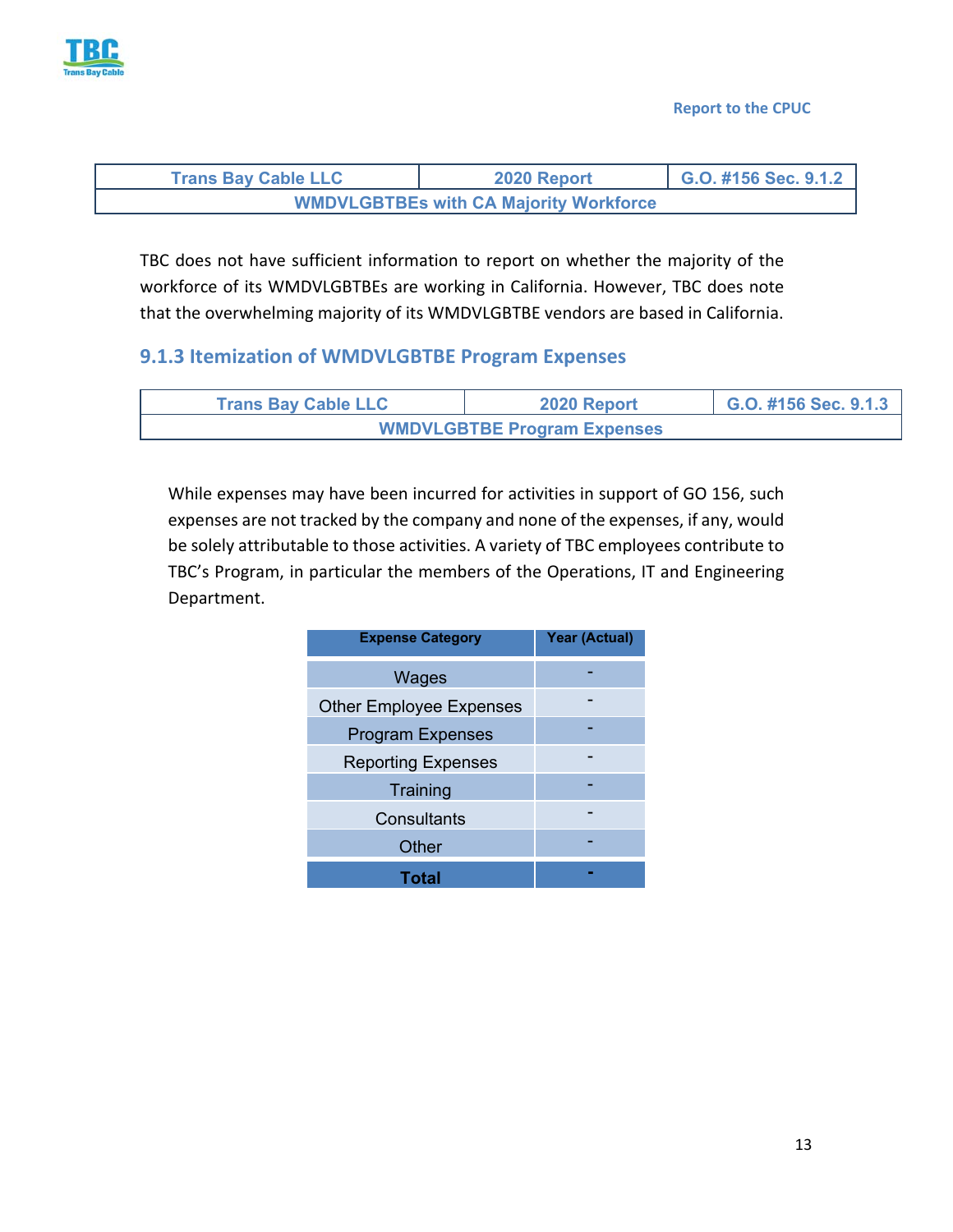| Trans Bay Cable LLC | 2020 Report | G.O. #156 Sec. 9.1.2 |
| --- | --- | --- |
| WMDVLGBTBEs with CA Majority Workforce | | |

TBC does not have sufficient information to report on whether the majority of the workforce of its WMDVLGBTBEs are working in California. However, TBC does note that the overwhelming majority of its WMDVLGBTBE vendors are based in California.

### 9.1.3 Itemization of WMDVLGBTBE Program Expenses

| Trans Bay Cable LLC | 2020 Report | G.O. #156 Sec. 9.1.3 |
| --- | --- | --- |
| WMDVLGBTBE Program Expenses | | |

While expenses may have been incurred for activities in support of GO 156, such expenses are not tracked by the company and none of the expenses, if any, would be solely attributable to those activities. A variety of TBC employees contribute to TBC's Program, in particular the members of the Operations, IT and Engineering Department.

| Expense Category | Year (Actual) |
| --- | --- |
| Wages | - |
| Other Employee Expenses | - |
| Program Expenses | - |
| Reporting Expenses | - |
| Training | - |
| Consultants | - |
| Other | - |
| **Total** | **-** |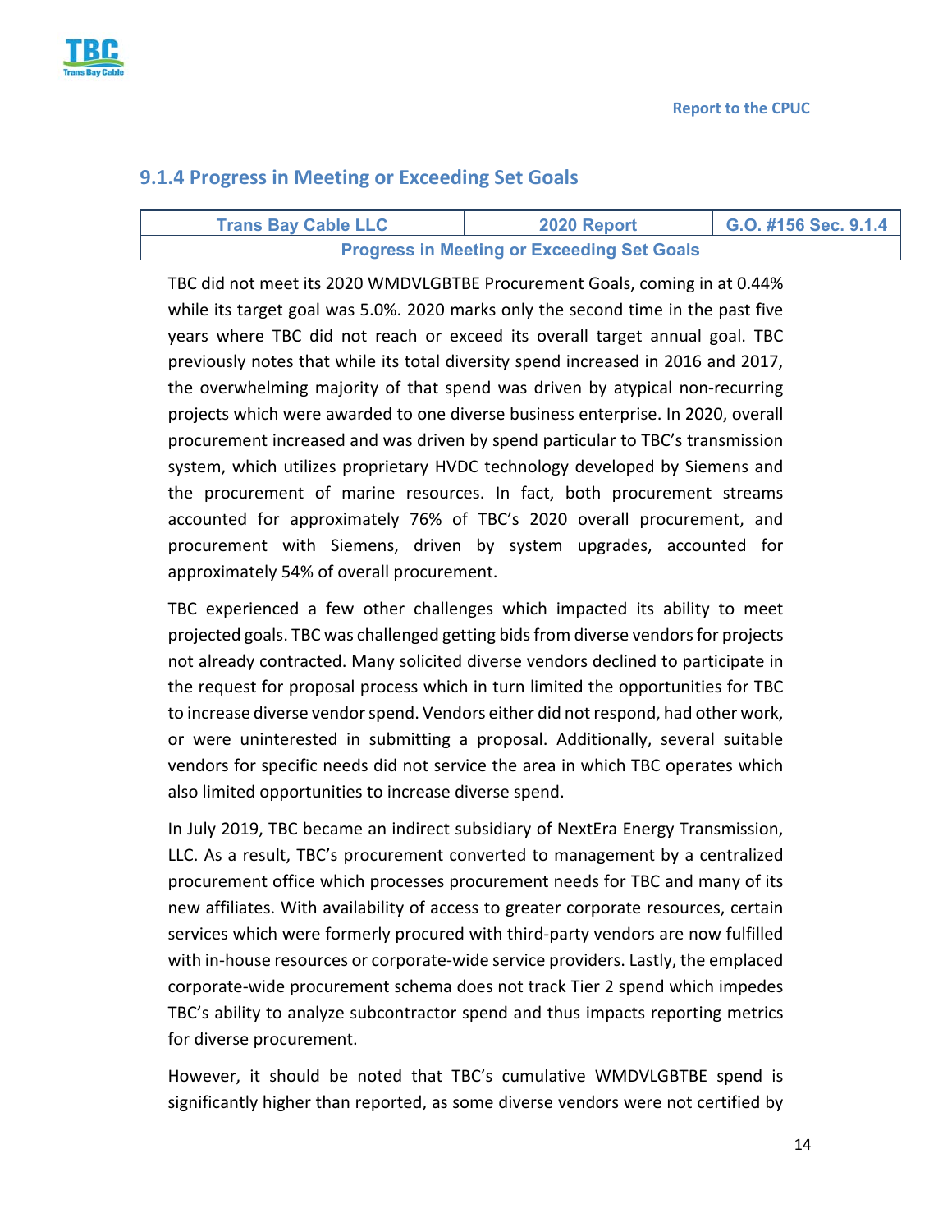### 9.1.4 Progress in Meeting or Exceeding Set Goals

| Trans Bay Cable LLC | 2020 Report | G.O. #156 Sec. 9.1.4 |
|---|---|---|
| Progress in Meeting or Exceeding Set Goals | | |

TBC did not meet its 2020 WMDVLGBTBE Procurement Goals, coming in at 0.44% while its target goal was 5.0%. 2020 marks only the second time in the past five years where TBC did not reach or exceed its overall target annual goal. TBC previously notes that while its total diversity spend increased in 2016 and 2017, the overwhelming majority of that spend was driven by atypical non-recurring projects which were awarded to one diverse business enterprise. In 2020, overall procurement increased and was driven by spend particular to TBC's transmission system, which utilizes proprietary HVDC technology developed by Siemens and the procurement of marine resources. In fact, both procurement streams accounted for approximately 76% of TBC's 2020 overall procurement, and procurement with Siemens, driven by system upgrades, accounted for approximately 54% of overall procurement.

TBC experienced a few other challenges which impacted its ability to meet projected goals. TBC was challenged getting bids from diverse vendors for projects not already contracted. Many solicited diverse vendors declined to participate in the request for proposal process which in turn limited the opportunities for TBC to increase diverse vendor spend. Vendors either did not respond, had other work, or were uninterested in submitting a proposal. Additionally, several suitable vendors for specific needs did not service the area in which TBC operates which also limited opportunities to increase diverse spend.

In July 2019, TBC became an indirect subsidiary of NextEra Energy Transmission, LLC. As a result, TBC's procurement converted to management by a centralized procurement office which processes procurement needs for TBC and many of its new affiliates. With availability of access to greater corporate resources, certain services which were formerly procured with third-party vendors are now fulfilled with in-house resources or corporate-wide service providers. Lastly, the emplaced corporate-wide procurement schema does not track Tier 2 spend which impedes TBC's ability to analyze subcontractor spend and thus impacts reporting metrics for diverse procurement.

However, it should be noted that TBC's cumulative WMDVLGBTBE spend is significantly higher than reported, as some diverse vendors were not certified by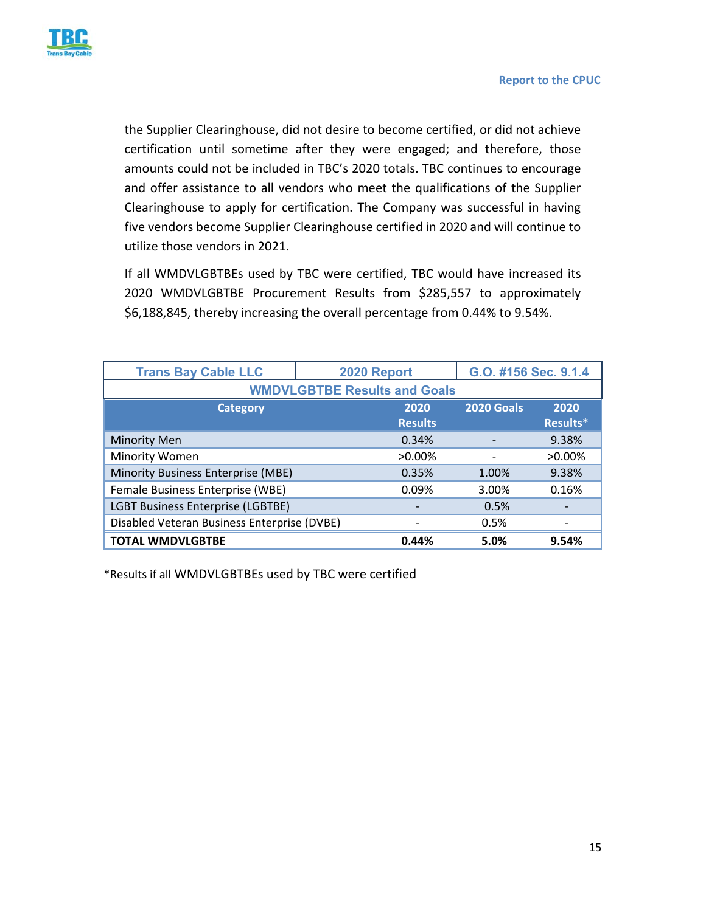the Supplier Clearinghouse, did not desire to become certified, or did not achieve certification until sometime after they were engaged; and therefore, those amounts could not be included in TBC's 2020 totals. TBC continues to encourage and offer assistance to all vendors who meet the qualifications of the Supplier Clearinghouse to apply for certification. The Company was successful in having five vendors become Supplier Clearinghouse certified in 2020 and will continue to utilize those vendors in 2021.

If all WMDVLGBTBEs used by TBC were certified, TBC would have increased its 2020 WMDVLGBTBE Procurement Results from $285,557 to approximately $6,188,845, thereby increasing the overall percentage from 0.44% to 9.54%.

| Trans Bay Cable LLC | 2020 Report | | G.O. #156 Sec. 9.1.4 |
|---|---|---|---|
| **WMDVLGBTBE Results and Goals** | | | |
| **Category** | **2020 Results** | **2020 Goals** | **2020 Results*** |
| Minority Men | 0.34% | - | 9.38% |
| Minority Women | >0.00% | - | >0.00% |
| Minority Business Enterprise (MBE) | 0.35% | 1.00% | 9.38% |
| Female Business Enterprise (WBE) | 0.09% | 3.00% | 0.16% |
| LGBT Business Enterprise (LGBTBE) | - | 0.5% | - |
| Disabled Veteran Business Enterprise (DVBE) | - | 0.5% | - |
| **TOTAL WMDVLGBTBE** | **0.44%** | **5.0%** | **9.54%** |

*Results if all WMDVLGBTBEs used by TBC were certified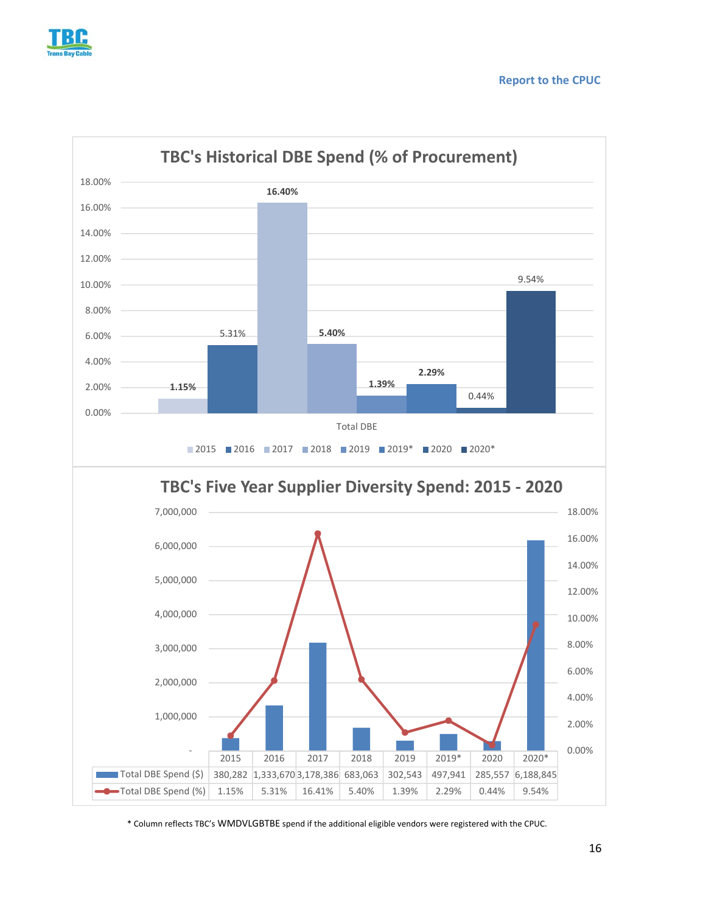## TBC's Historical DBE Spend (% of Procurement)

| | 2015 | 2016 | 2017 | 2018 | 2019 | 2019* | 2020 | 2020* |
|---|---|---|---|---|---|---|---|---|
| Total DBE | 1.15% | 5.31% | 16.40% | 5.40% | 1.39% | 2.29% | 0.44% | 9.54% |

## TBC's Five Year Supplier Diversity Spend: 2015 - 2020

| | 2015 | 2016 | 2017 | 2018 | 2019 | 2019* | 2020 | 2020* |
|---|---|---|---|---|---|---|---|---|
| Total DBE Spend ($) | 380,282 | 1,333,670 | 3,178,386 | 683,063 | 302,543 | 497,941 | 285,557 | 6,188,845 |
| Total DBE Spend (%) | 1.15% | 5.31% | 16.41% | 5.40% | 1.39% | 2.29% | 0.44% | 9.54% |

* Column reflects TBC's WMDVLGBTBE spend if the additional eligible vendors were registered with the CPUC.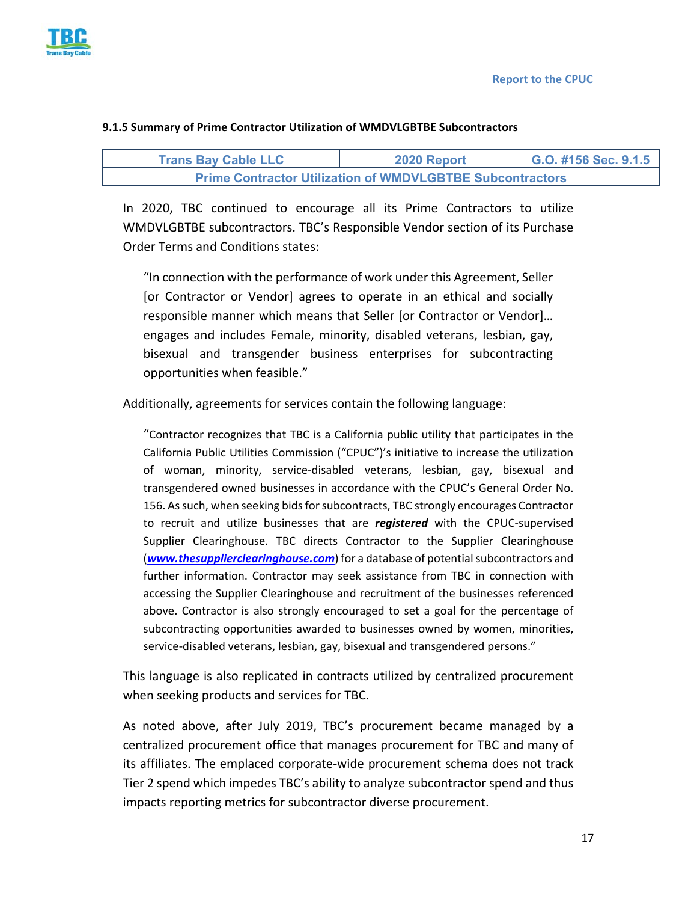### 9.1.5 Summary of Prime Contractor Utilization of WMDVLGBTBE Subcontractors

| Trans Bay Cable LLC | 2020 Report | G.O. #156 Sec. 9.1.5 |
| --- | --- | --- |
| Prime Contractor Utilization of WMDVLGBTBE Subcontractors | | |

In 2020, TBC continued to encourage all its Prime Contractors to utilize WMDVLGBTBE subcontractors. TBC's Responsible Vendor section of its Purchase Order Terms and Conditions states:

> "In connection with the performance of work under this Agreement, Seller [or Contractor or Vendor] agrees to operate in an ethical and socially responsible manner which means that Seller [or Contractor or Vendor]… engages and includes Female, minority, disabled veterans, lesbian, gay, bisexual and transgender business enterprises for subcontracting opportunities when feasible."

Additionally, agreements for services contain the following language:

> "Contractor recognizes that TBC is a California public utility that participates in the California Public Utilities Commission ("CPUC")'s initiative to increase the utilization of woman, minority, service-disabled veterans, lesbian, gay, bisexual and transgendered owned businesses in accordance with the CPUC's General Order No. 156. As such, when seeking bids for subcontracts, TBC strongly encourages Contractor to recruit and utilize businesses that are ***registered*** with the CPUC-supervised Supplier Clearinghouse. TBC directs Contractor to the Supplier Clearinghouse (***www.thesupplierclearinghouse.com***) for a database of potential subcontractors and further information. Contractor may seek assistance from TBC in connection with accessing the Supplier Clearinghouse and recruitment of the businesses referenced above. Contractor is also strongly encouraged to set a goal for the percentage of subcontracting opportunities awarded to businesses owned by women, minorities, service-disabled veterans, lesbian, gay, bisexual and transgendered persons."

This language is also replicated in contracts utilized by centralized procurement when seeking products and services for TBC.

As noted above, after July 2019, TBC's procurement became managed by a centralized procurement office that manages procurement for TBC and many of its affiliates. The emplaced corporate-wide procurement schema does not track Tier 2 spend which impedes TBC's ability to analyze subcontractor spend and thus impacts reporting metrics for subcontractor diverse procurement.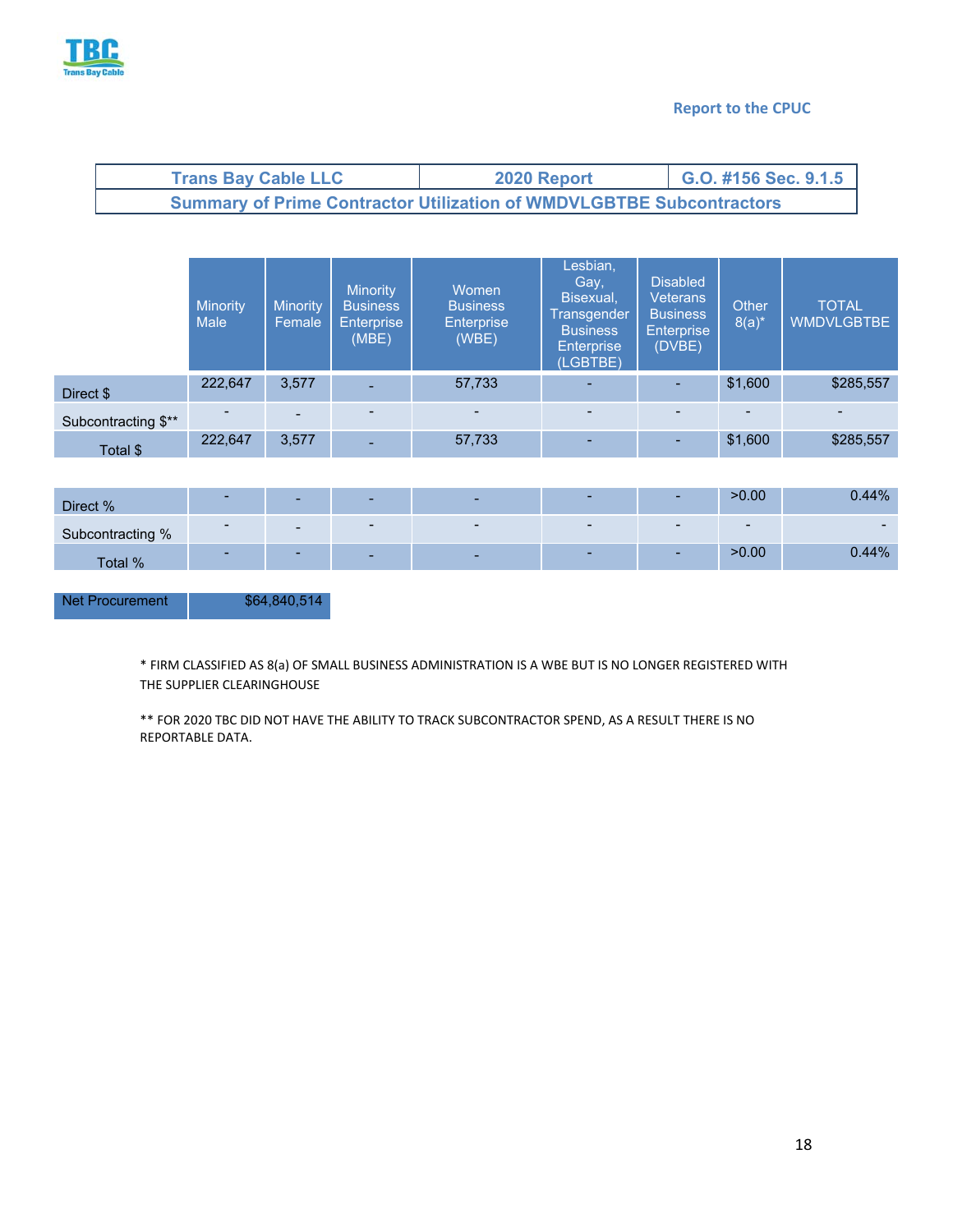Report to the CPUC

| Trans Bay Cable LLC | 2020 Report | G.O. #156 Sec. 9.1.5 |
|---|---|---|
| Summary of Prime Contractor Utilization of WMDVLGBTBE Subcontractors | | |

| | Minority Male | Minority Female | Minority Business Enterprise (MBE) | Women Business Enterprise (WBE) | Lesbian, Gay, Bisexual, Transgender Business Enterprise (LGBTBE) | Disabled Veterans Business Enterprise (DVBE) | Other 8(a)* | TOTAL WMDVLGBTBE |
|---|---|---|---|---|---|---|---|---|
| Direct $ | 222,647 | 3,577 | - | 57,733 | - | - | $1,600 | $285,557 |
| Subcontracting $** | - | - | - | - | - | - | - | - |
| Total $ | 222,647 | 3,577 | - | 57,733 | - | - | $1,600 | $285,557 |
| | | | | | | | | |
| Direct % | - | - | - | - | - | - | >0.00 | 0.44% |
| Subcontracting % | - | - | - | - | - | - | - | - |
| Total % | - | - | - | - | - | - | >0.00 | 0.44% |

| Net Procurement | $64,840,514 |
|---|---|

\* FIRM CLASSIFIED AS 8(a) OF SMALL BUSINESS ADMINISTRATION IS A WBE BUT IS NO LONGER REGISTERED WITH THE SUPPLIER CLEARINGHOUSE

\*\* FOR 2020 TBC DID NOT HAVE THE ABILITY TO TRACK SUBCONTRACTOR SPEND, AS A RESULT THERE IS NO REPORTABLE DATA.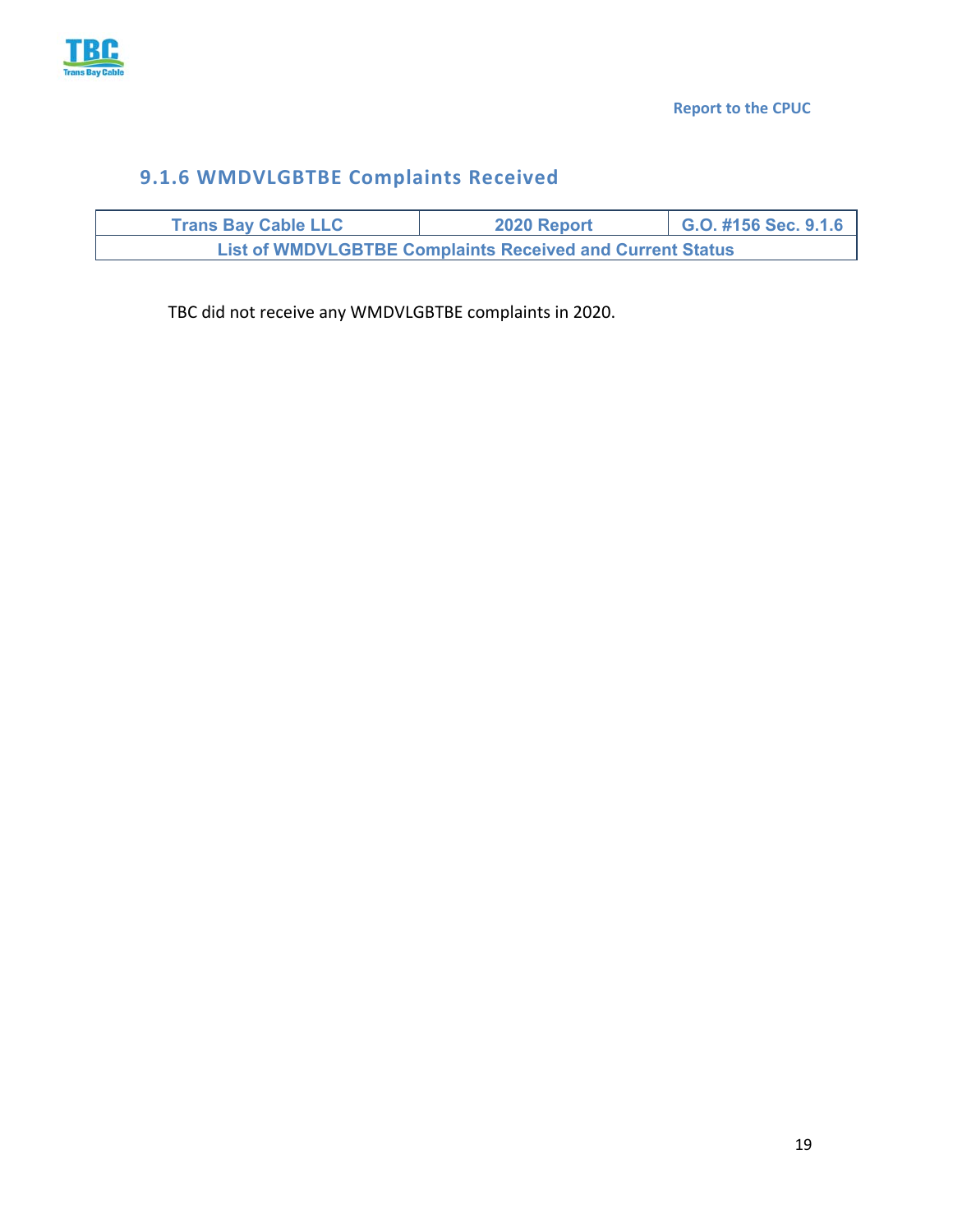### 9.1.6 WMDVLGBTBE Complaints Received

| Trans Bay Cable LLC | 2020 Report | G.O. #156 Sec. 9.1.6 |
|---|---|---|
| List of WMDVLGBTBE Complaints Received and Current Status | | |

TBC did not receive any WMDVLGBTBE complaints in 2020.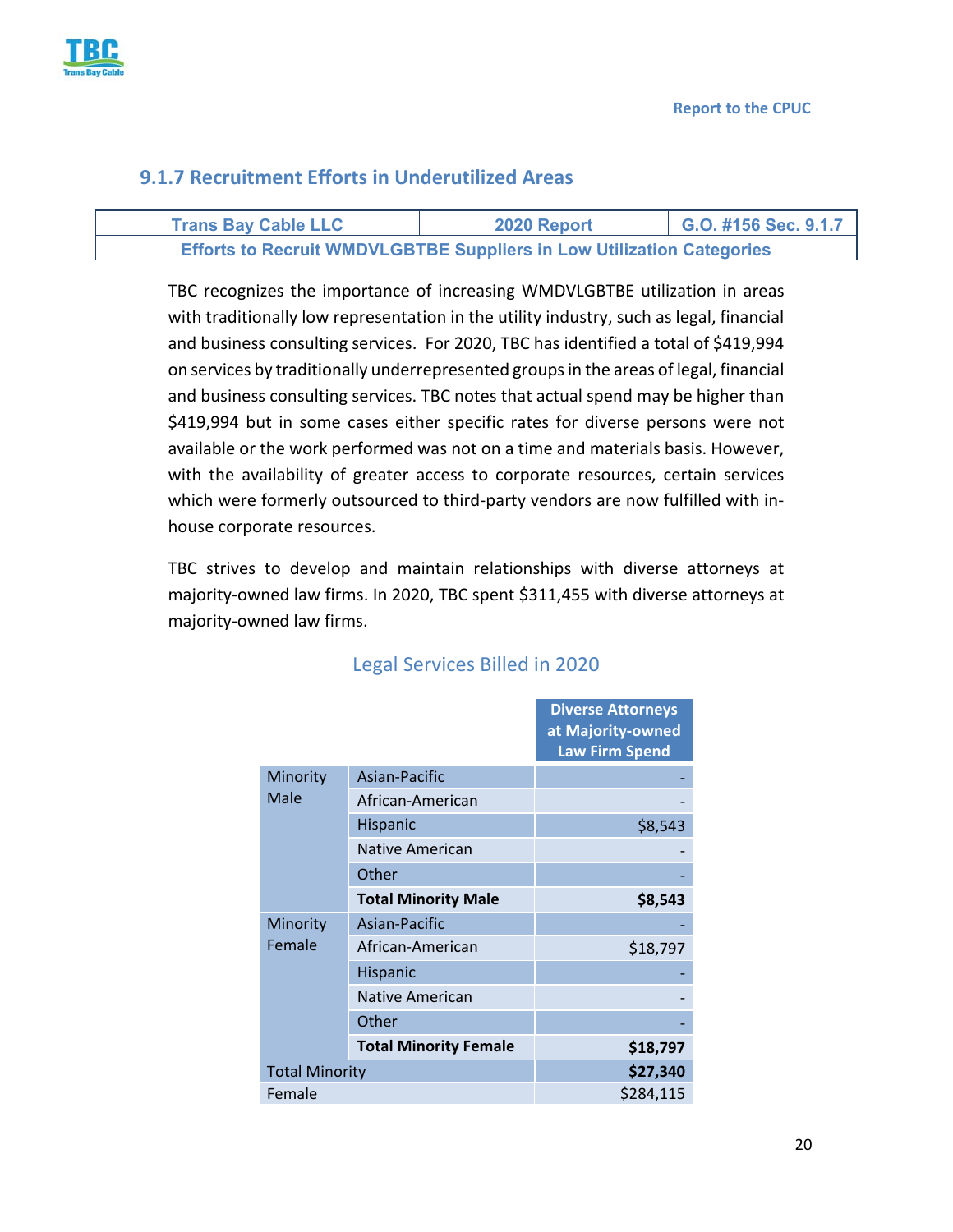### 9.1.7 Recruitment Efforts in Underutilized Areas

| Trans Bay Cable LLC | 2020 Report | G.O. #156 Sec. 9.1.7 |
|---|---|---|
| Efforts to Recruit WMDVLGBTBE Suppliers in Low Utilization Categories | | |

TBC recognizes the importance of increasing WMDVLGBTBE utilization in areas with traditionally low representation in the utility industry, such as legal, financial and business consulting services. For 2020, TBC has identified a total of $419,994 on services by traditionally underrepresented groups in the areas of legal, financial and business consulting services. TBC notes that actual spend may be higher than $419,994 but in some cases either specific rates for diverse persons were not available or the work performed was not on a time and materials basis. However, with the availability of greater access to corporate resources, certain services which were formerly outsourced to third-party vendors are now fulfilled with in-house corporate resources.

TBC strives to develop and maintain relationships with diverse attorneys at majority-owned law firms. In 2020, TBC spent $311,455 with diverse attorneys at majority-owned law firms.

#### Legal Services Billed in 2020

| | | Diverse Attorneys at Majority-owned Law Firm Spend |
|---|---|---|
| Minority Male | Asian-Pacific | - |
| | African-American | - |
| | Hispanic | $8,543 |
| | Native American | - |
| | Other | - |
| | **Total Minority Male** | **$8,543** |
| Minority Female | Asian-Pacific | - |
| | African-American | $18,797 |
| | Hispanic | - |
| | Native American | - |
| | Other | - |
| | **Total Minority Female** | **$18,797** |
| Total Minority | | **$27,340** |
| Female | | $284,115 |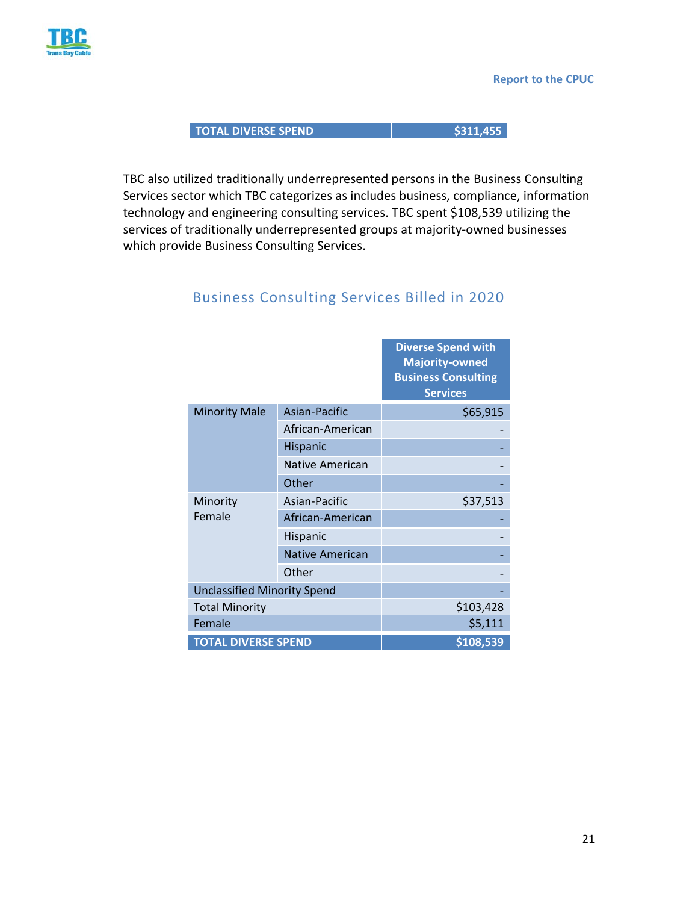| TOTAL DIVERSE SPEND | $311,455 |
|---|---|

TBC also utilized traditionally underrepresented persons in the Business Consulting Services sector which TBC categorizes as includes business, compliance, information technology and engineering consulting services. TBC spent $108,539 utilizing the services of traditionally underrepresented groups at majority-owned businesses which provide Business Consulting Services.

## Business Consulting Services Billed in 2020

| | | Diverse Spend with Majority-owned Business Consulting Services |
|---|---|---|
| Minority Male | Asian-Pacific | $65,915 |
| | African-American | - |
| | Hispanic | - |
| | Native American | - |
| | Other | - |
| Minority Female | Asian-Pacific | $37,513 |
| | African-American | - |
| | Hispanic | - |
| | Native American | - |
| | Other | - |
| Unclassified Minority Spend | | - |
| Total Minority | | $103,428 |
| Female | | $5,111 |
| **TOTAL DIVERSE SPEND** | | **$108,539** |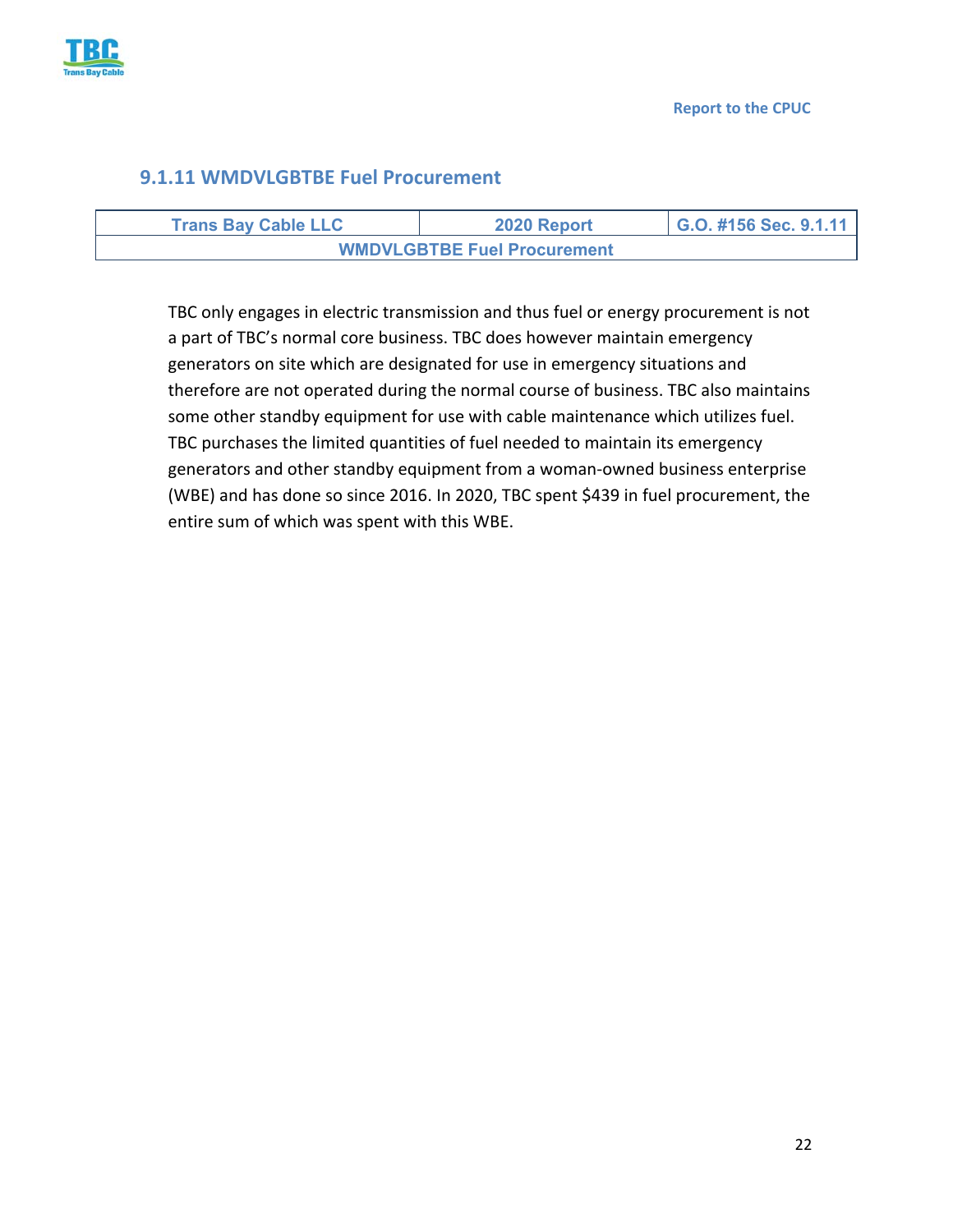### 9.1.11 WMDVLGBTBE Fuel Procurement

| Trans Bay Cable LLC | 2020 Report | G.O. #156 Sec. 9.1.11 |
|---|---|---|
| WMDVLGBTBE Fuel Procurement | | |

TBC only engages in electric transmission and thus fuel or energy procurement is not a part of TBC's normal core business. TBC does however maintain emergency generators on site which are designated for use in emergency situations and therefore are not operated during the normal course of business. TBC also maintains some other standby equipment for use with cable maintenance which utilizes fuel. TBC purchases the limited quantities of fuel needed to maintain its emergency generators and other standby equipment from a woman-owned business enterprise (WBE) and has done so since 2016. In 2020, TBC spent $439 in fuel procurement, the entire sum of which was spent with this WBE.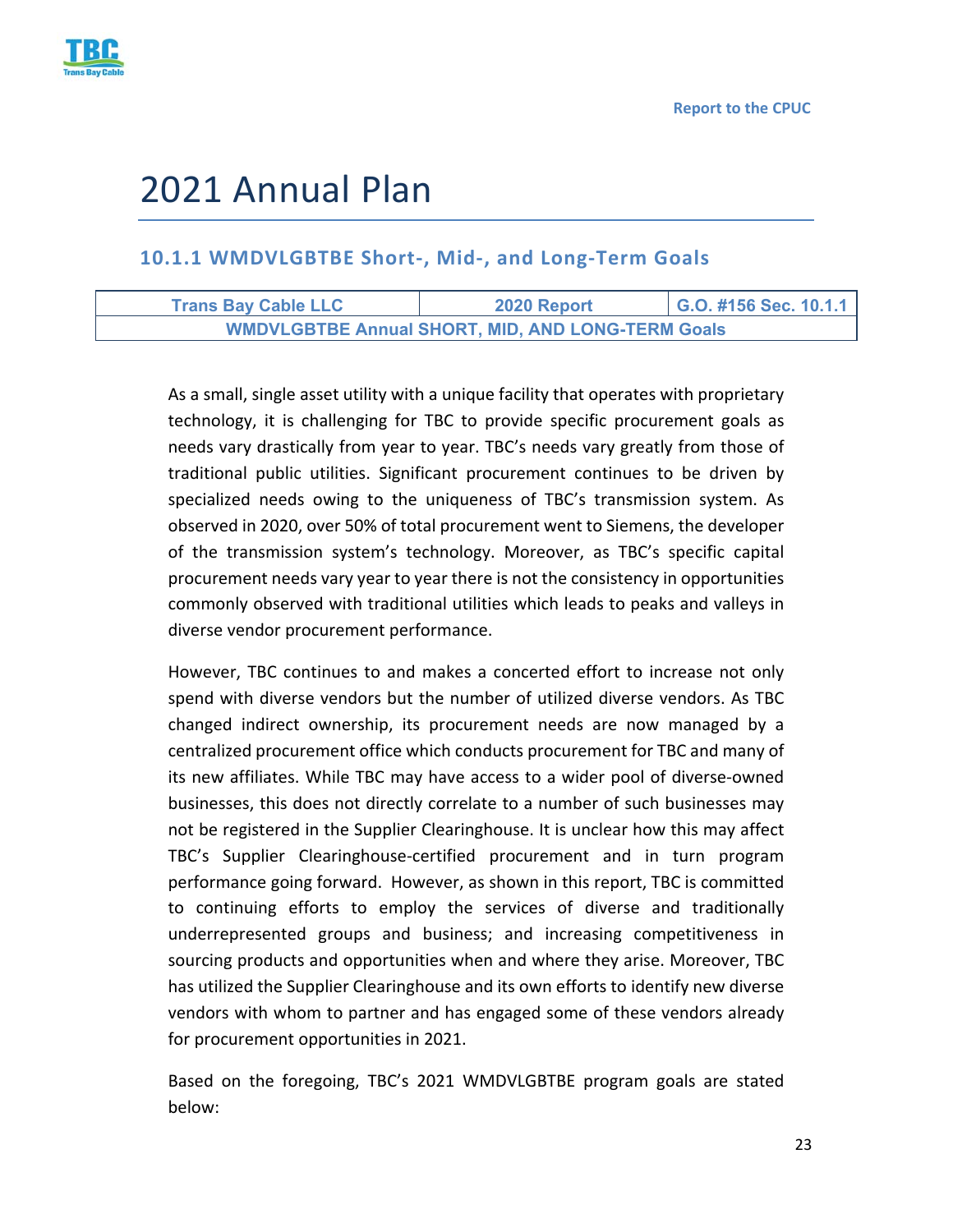# 2021 Annual Plan

## 10.1.1 WMDVLGBTBE Short-, Mid-, and Long-Term Goals

| Trans Bay Cable LLC | 2020 Report | G.O. #156 Sec. 10.1.1 |
|---|---|---|
| WMDVLGBTBE Annual SHORT, MID, AND LONG-TERM Goals | | |

As a small, single asset utility with a unique facility that operates with proprietary technology, it is challenging for TBC to provide specific procurement goals as needs vary drastically from year to year. TBC's needs vary greatly from those of traditional public utilities. Significant procurement continues to be driven by specialized needs owing to the uniqueness of TBC's transmission system. As observed in 2020, over 50% of total procurement went to Siemens, the developer of the transmission system's technology. Moreover, as TBC's specific capital procurement needs vary year to year there is not the consistency in opportunities commonly observed with traditional utilities which leads to peaks and valleys in diverse vendor procurement performance.

However, TBC continues to and makes a concerted effort to increase not only spend with diverse vendors but the number of utilized diverse vendors. As TBC changed indirect ownership, its procurement needs are now managed by a centralized procurement office which conducts procurement for TBC and many of its new affiliates. While TBC may have access to a wider pool of diverse-owned businesses, this does not directly correlate to a number of such businesses may not be registered in the Supplier Clearinghouse. It is unclear how this may affect TBC's Supplier Clearinghouse-certified procurement and in turn program performance going forward. However, as shown in this report, TBC is committed to continuing efforts to employ the services of diverse and traditionally underrepresented groups and business; and increasing competitiveness in sourcing products and opportunities when and where they arise. Moreover, TBC has utilized the Supplier Clearinghouse and its own efforts to identify new diverse vendors with whom to partner and has engaged some of these vendors already for procurement opportunities in 2021.

Based on the foregoing, TBC's 2021 WMDVLGBTBE program goals are stated below: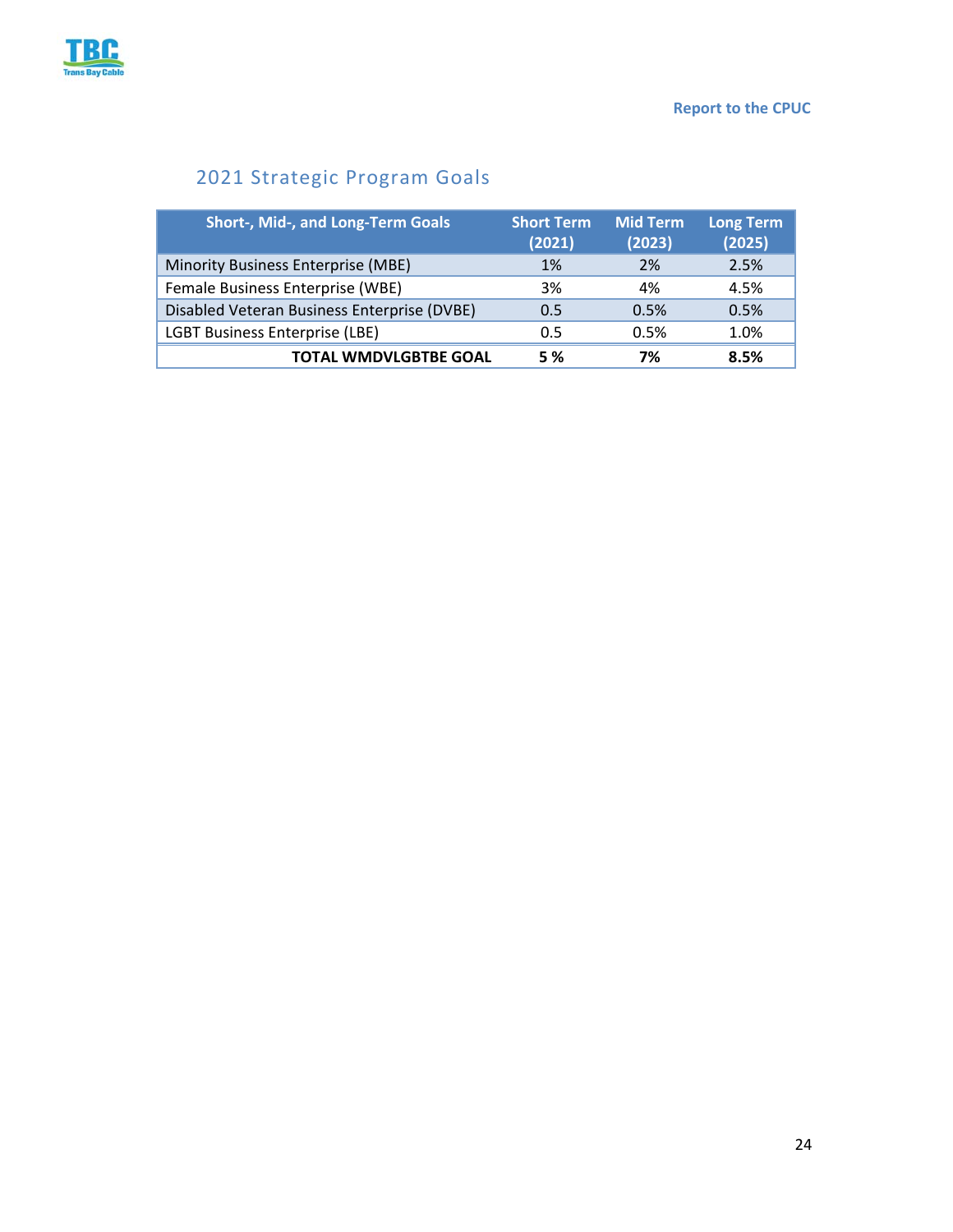## 2021 Strategic Program Goals

| Short-, Mid-, and Long-Term Goals | Short Term (2021) | Mid Term (2023) | Long Term (2025) |
|---|---|---|---|
| Minority Business Enterprise (MBE) | 1% | 2% | 2.5% |
| Female Business Enterprise (WBE) | 3% | 4% | 4.5% |
| Disabled Veteran Business Enterprise (DVBE) | 0.5 | 0.5% | 0.5% |
| LGBT Business Enterprise (LBE) | 0.5 | 0.5% | 1.0% |
| **TOTAL WMDVLGBTBE GOAL** | **5 %** | **7%** | **8.5%** |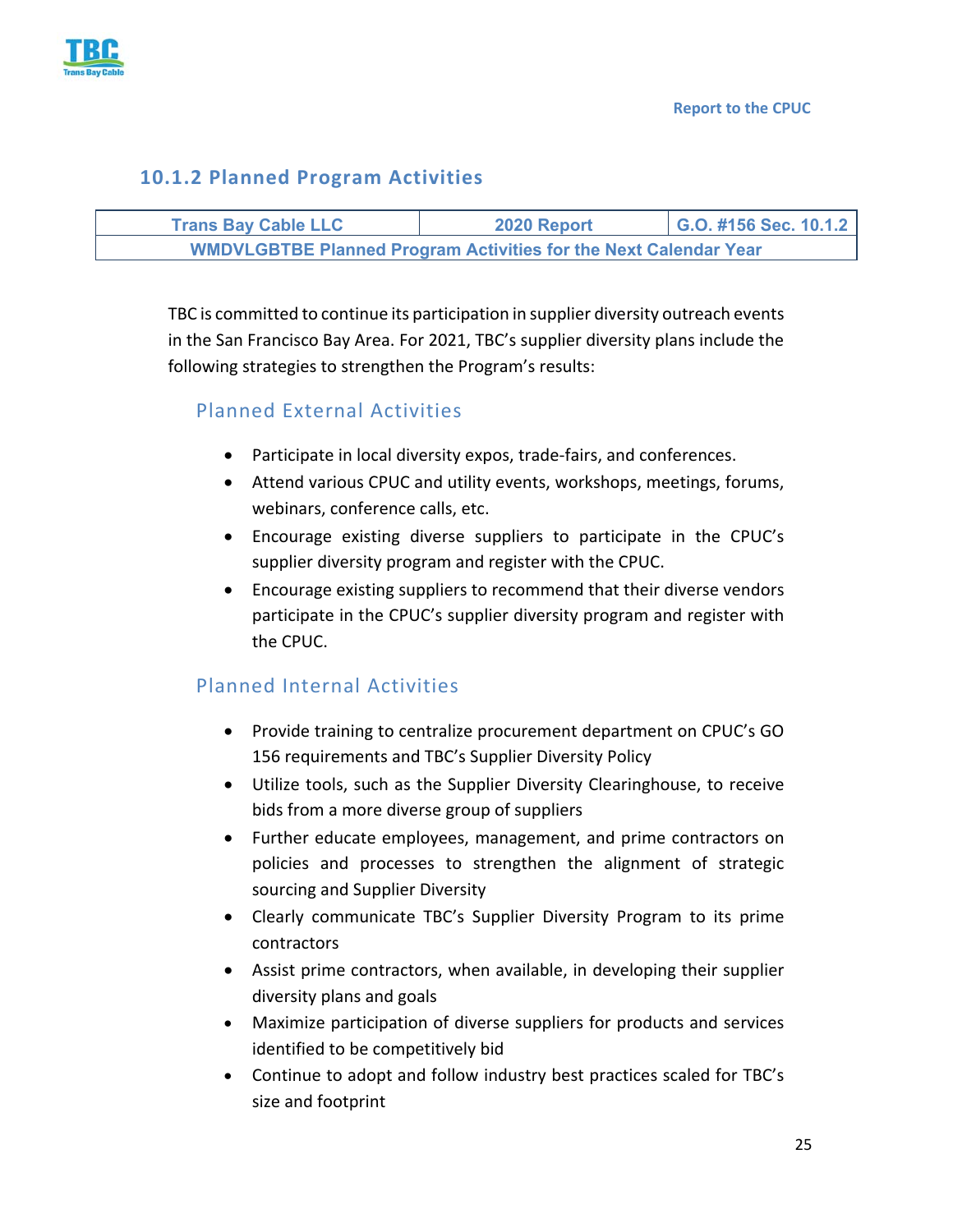### 10.1.2 Planned Program Activities

| Trans Bay Cable LLC | 2020 Report | G.O. #156 Sec. 10.1.2 |
|---|---|---|
| WMDVLGBTBE Planned Program Activities for the Next Calendar Year | | |

TBC is committed to continue its participation in supplier diversity outreach events in the San Francisco Bay Area. For 2021, TBC's supplier diversity plans include the following strategies to strengthen the Program's results:

#### Planned External Activities

- Participate in local diversity expos, trade-fairs, and conferences.
- Attend various CPUC and utility events, workshops, meetings, forums, webinars, conference calls, etc.
- Encourage existing diverse suppliers to participate in the CPUC's supplier diversity program and register with the CPUC.
- Encourage existing suppliers to recommend that their diverse vendors participate in the CPUC's supplier diversity program and register with the CPUC.

#### Planned Internal Activities

- Provide training to centralize procurement department on CPUC's GO 156 requirements and TBC's Supplier Diversity Policy
- Utilize tools, such as the Supplier Diversity Clearinghouse, to receive bids from a more diverse group of suppliers
- Further educate employees, management, and prime contractors on policies and processes to strengthen the alignment of strategic sourcing and Supplier Diversity
- Clearly communicate TBC's Supplier Diversity Program to its prime contractors
- Assist prime contractors, when available, in developing their supplier diversity plans and goals
- Maximize participation of diverse suppliers for products and services identified to be competitively bid
- Continue to adopt and follow industry best practices scaled for TBC's size and footprint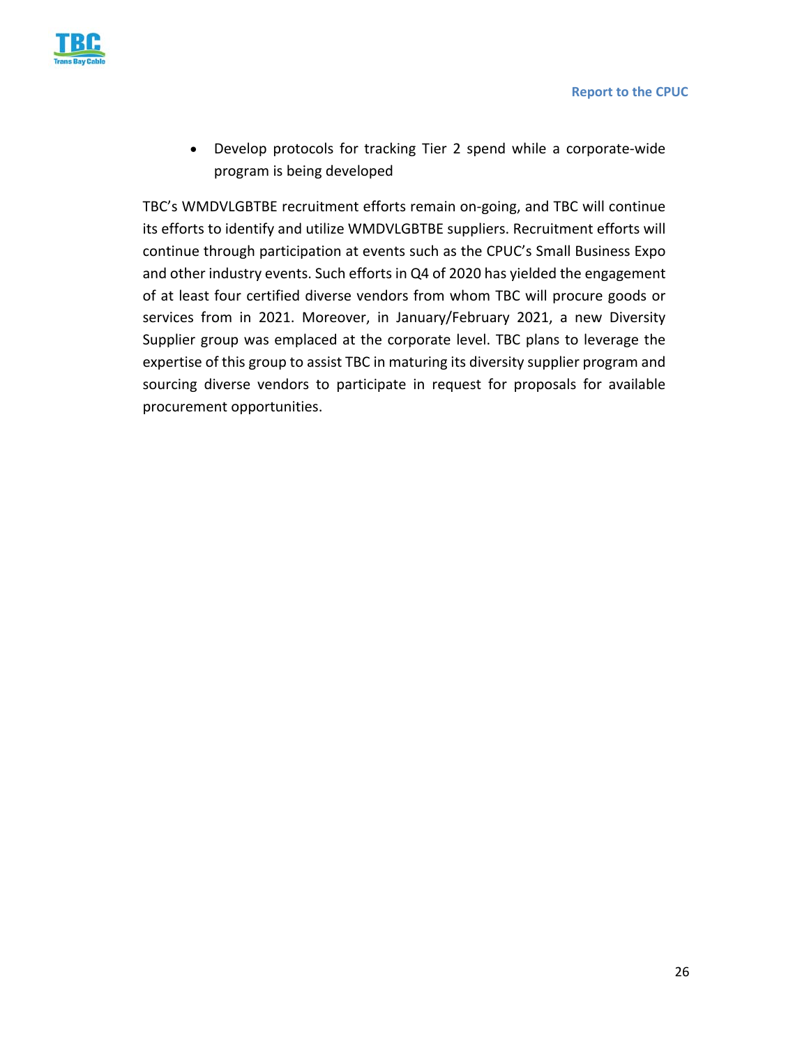- Develop protocols for tracking Tier 2 spend while a corporate-wide program is being developed

TBC's WMDVLGBTBE recruitment efforts remain on-going, and TBC will continue its efforts to identify and utilize WMDVLGBTBE suppliers. Recruitment efforts will continue through participation at events such as the CPUC's Small Business Expo and other industry events. Such efforts in Q4 of 2020 has yielded the engagement of at least four certified diverse vendors from whom TBC will procure goods or services from in 2021. Moreover, in January/February 2021, a new Diversity Supplier group was emplaced at the corporate level. TBC plans to leverage the expertise of this group to assist TBC in maturing its diversity supplier program and sourcing diverse vendors to participate in request for proposals for available procurement opportunities.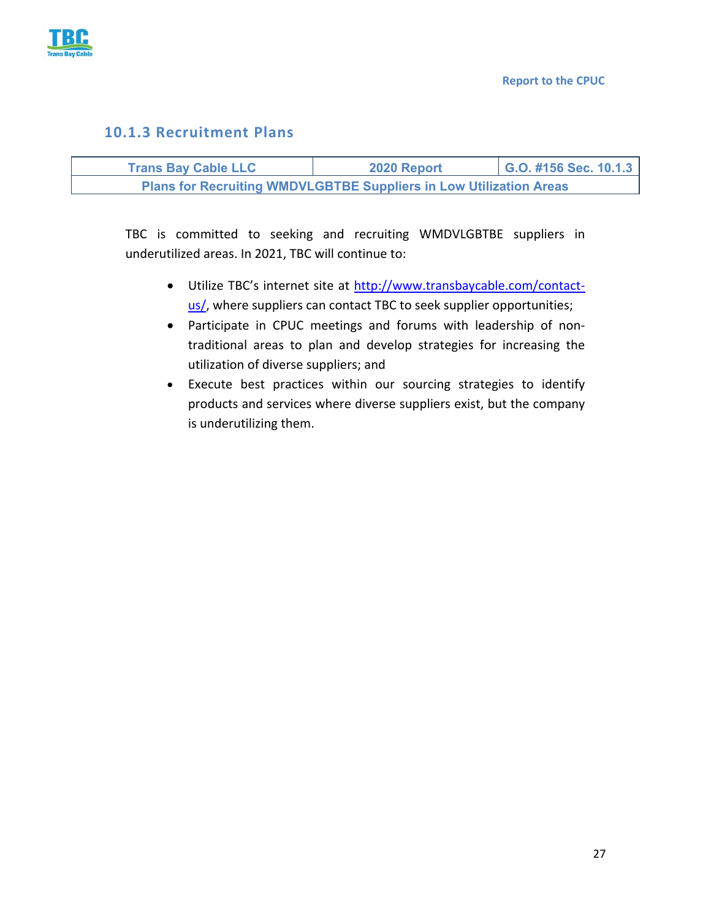### 10.1.3 Recruitment Plans

| Trans Bay Cable LLC | 2020 Report | G.O. #156 Sec. 10.1.3 |
|---|---|---|
| Plans for Recruiting WMDVLGBTBE Suppliers in Low Utilization Areas | | |

TBC is committed to seeking and recruiting WMDVLGBTBE suppliers in underutilized areas. In 2021, TBC will continue to:

- Utilize TBC's internet site at http://www.transbaycable.com/contact-us/, where suppliers can contact TBC to seek supplier opportunities;
- Participate in CPUC meetings and forums with leadership of non-traditional areas to plan and develop strategies for increasing the utilization of diverse suppliers; and
- Execute best practices within our sourcing strategies to identify products and services where diverse suppliers exist, but the company is underutilizing them.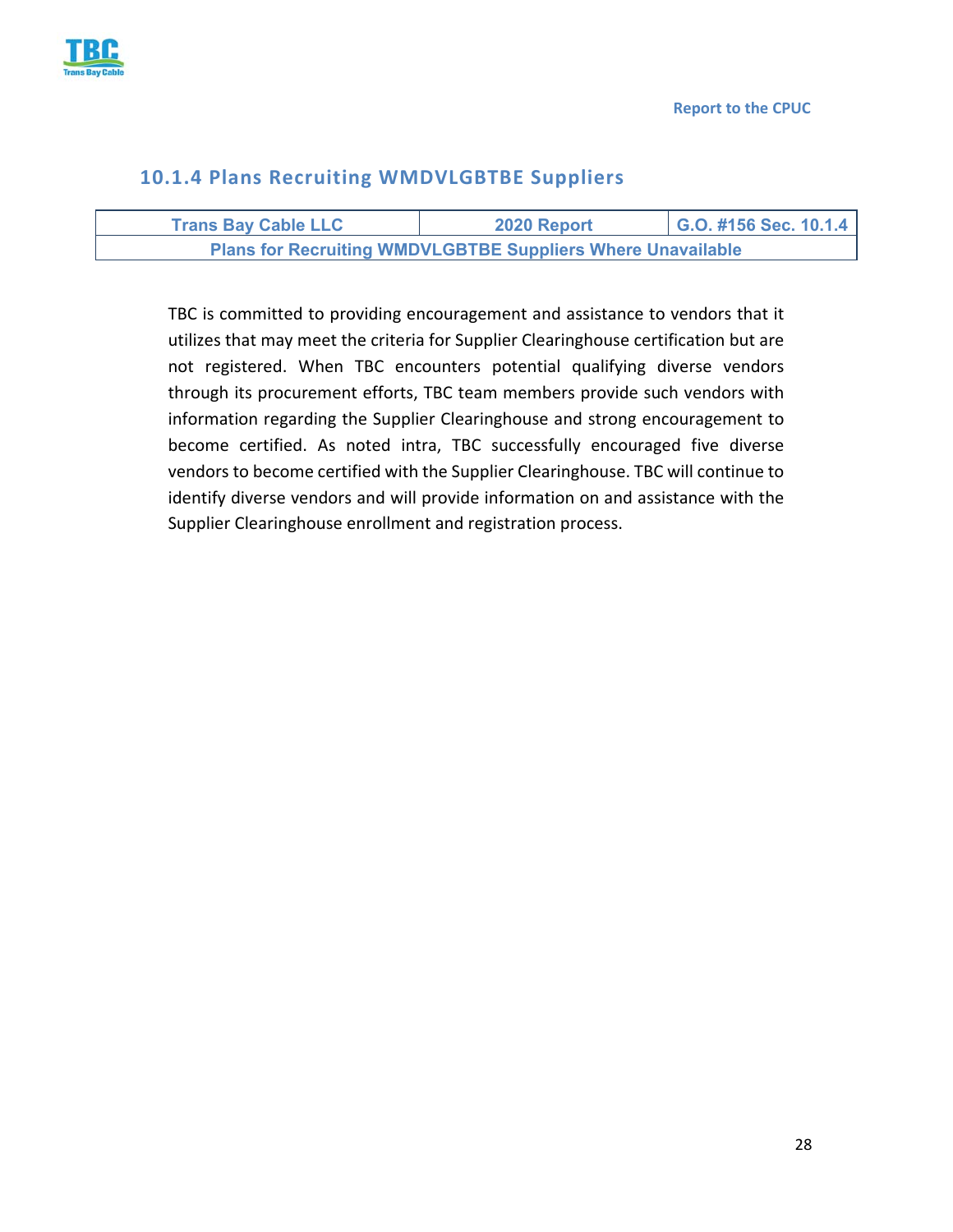### 10.1.4 Plans Recruiting WMDVLGBTBE Suppliers

| Trans Bay Cable LLC | 2020 Report | G.O. #156 Sec. 10.1.4 |
|---|---|---|
| Plans for Recruiting WMDVLGBTBE Suppliers Where Unavailable | | |

TBC is committed to providing encouragement and assistance to vendors that it utilizes that may meet the criteria for Supplier Clearinghouse certification but are not registered. When TBC encounters potential qualifying diverse vendors through its procurement efforts, TBC team members provide such vendors with information regarding the Supplier Clearinghouse and strong encouragement to become certified. As noted intra, TBC successfully encouraged five diverse vendors to become certified with the Supplier Clearinghouse. TBC will continue to identify diverse vendors and will provide information on and assistance with the Supplier Clearinghouse enrollment and registration process.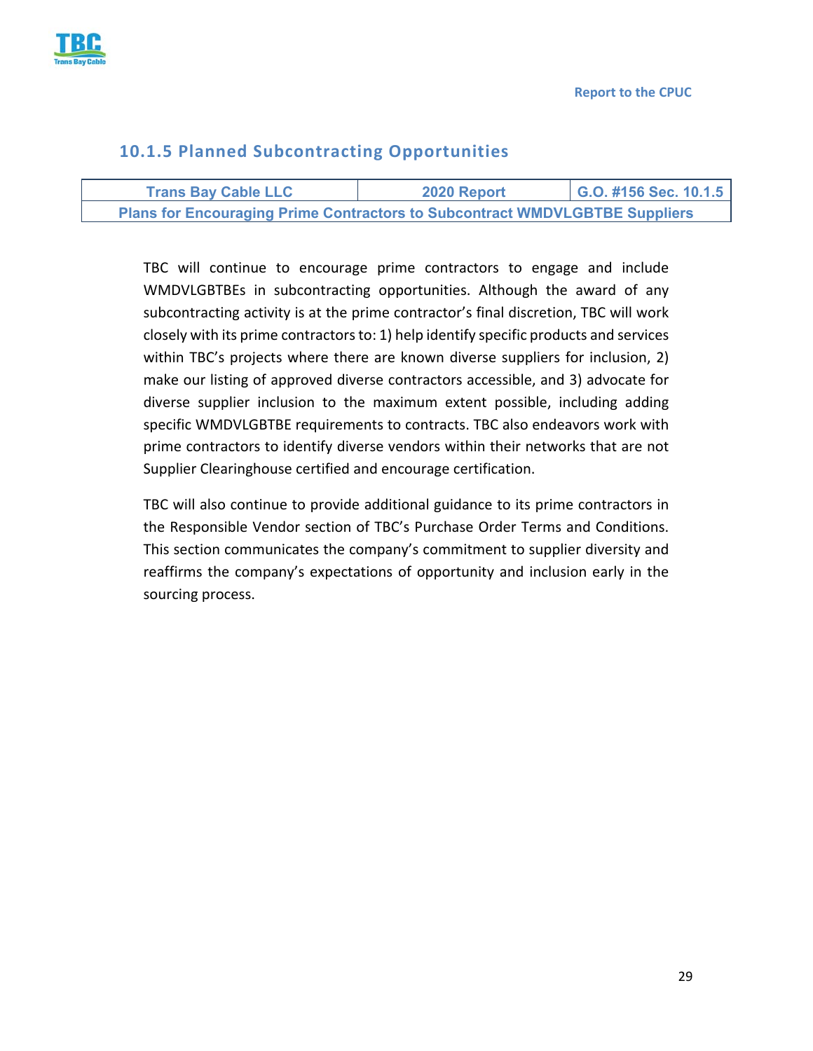### 10.1.5 Planned Subcontracting Opportunities

| Trans Bay Cable LLC | 2020 Report | G.O. #156 Sec. 10.1.5 |
|---|---|---|
| Plans for Encouraging Prime Contractors to Subcontract WMDVLGBTBE Suppliers | | |

TBC will continue to encourage prime contractors to engage and include WMDVLGBTBEs in subcontracting opportunities. Although the award of any subcontracting activity is at the prime contractor's final discretion, TBC will work closely with its prime contractors to: 1) help identify specific products and services within TBC's projects where there are known diverse suppliers for inclusion, 2) make our listing of approved diverse contractors accessible, and 3) advocate for diverse supplier inclusion to the maximum extent possible, including adding specific WMDVLGBTBE requirements to contracts. TBC also endeavors work with prime contractors to identify diverse vendors within their networks that are not Supplier Clearinghouse certified and encourage certification.

TBC will also continue to provide additional guidance to its prime contractors in the Responsible Vendor section of TBC's Purchase Order Terms and Conditions. This section communicates the company's commitment to supplier diversity and reaffirms the company's expectations of opportunity and inclusion early in the sourcing process.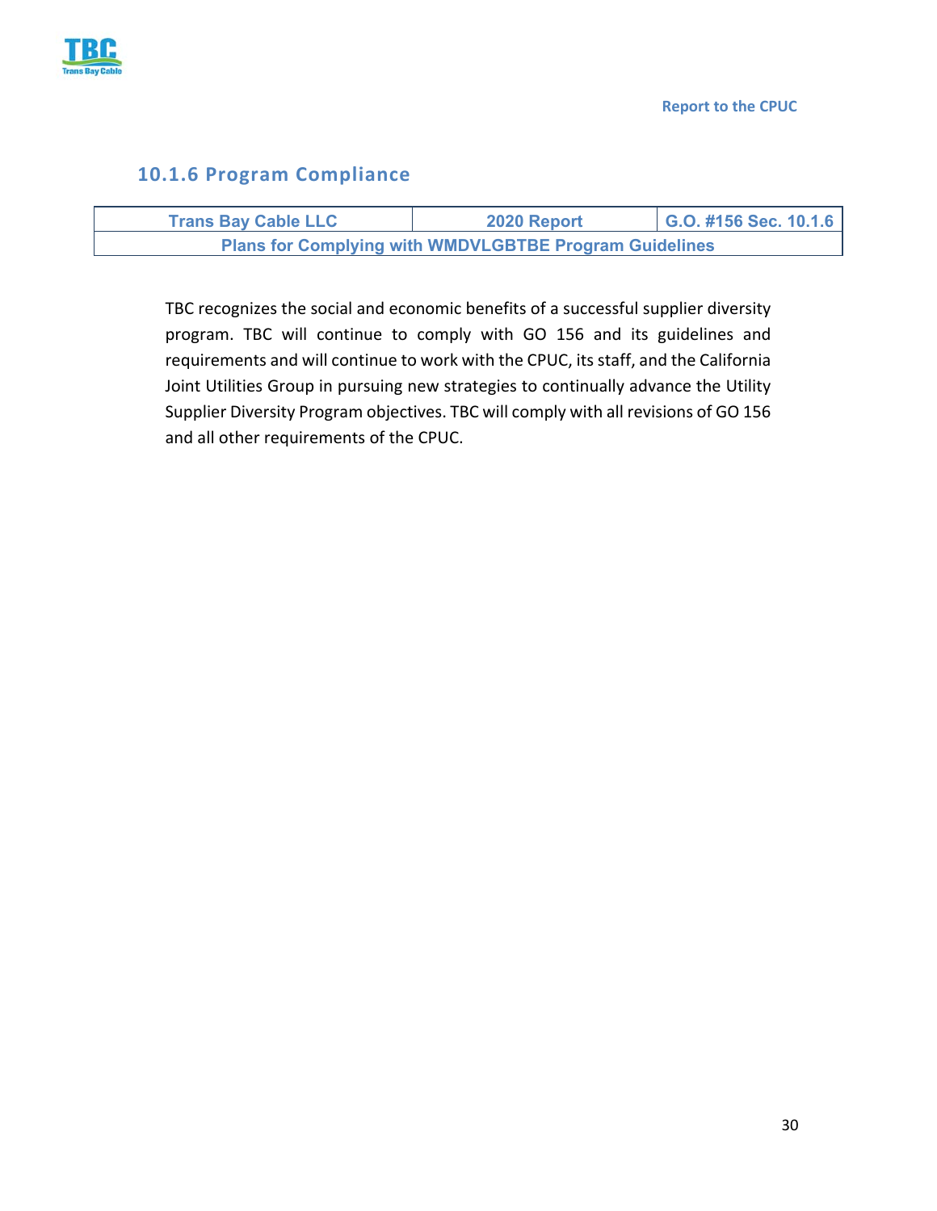### 10.1.6 Program Compliance

| Trans Bay Cable LLC | 2020 Report | G.O. #156 Sec. 10.1.6 |
| --- | --- | --- |
| Plans for Complying with WMDVLGBTBE Program Guidelines | | |

TBC recognizes the social and economic benefits of a successful supplier diversity program. TBC will continue to comply with GO 156 and its guidelines and requirements and will continue to work with the CPUC, its staff, and the California Joint Utilities Group in pursuing new strategies to continually advance the Utility Supplier Diversity Program objectives. TBC will comply with all revisions of GO 156 and all other requirements of the CPUC.